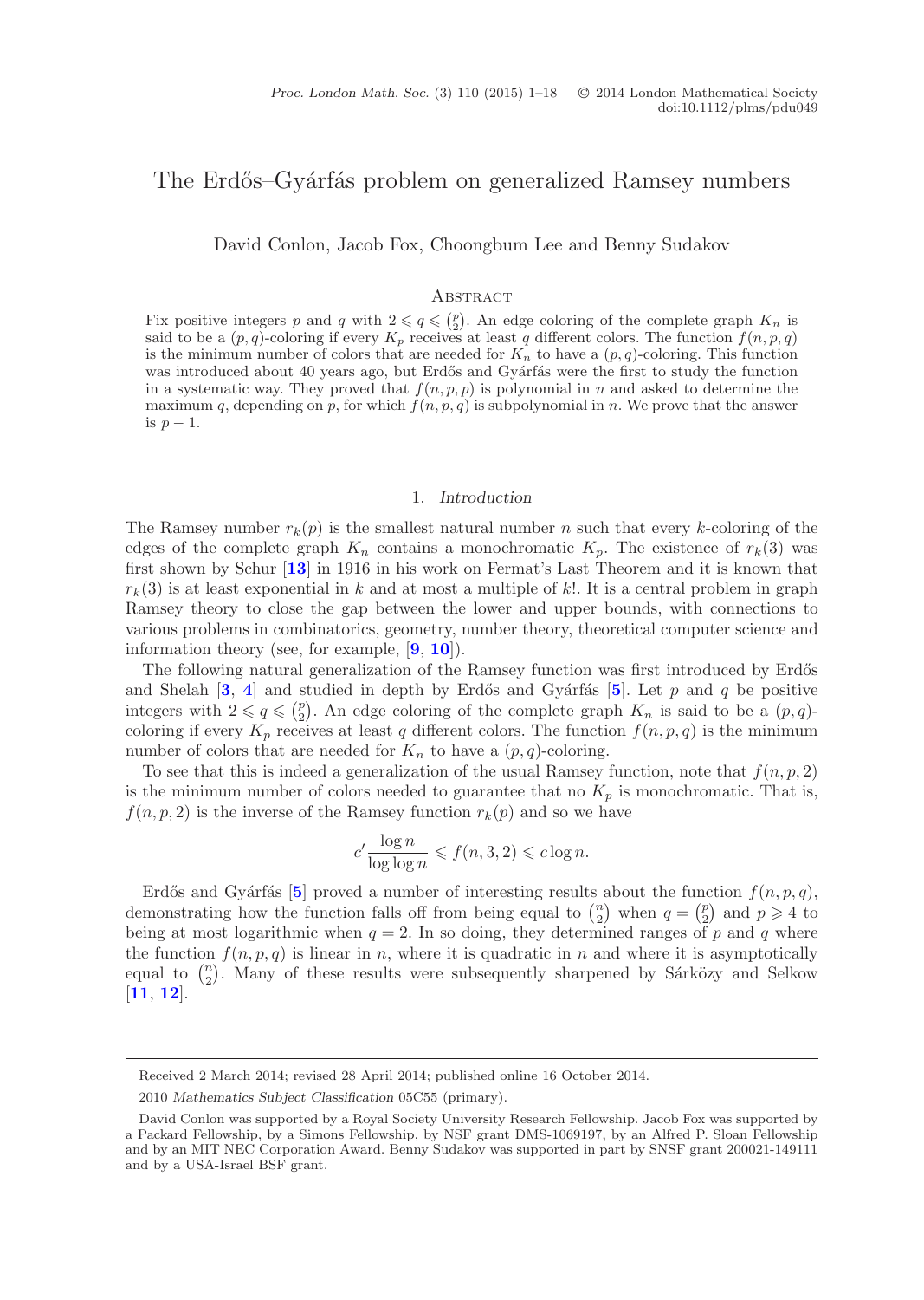# The Erdős–Gyárfás problem on generalized Ramsey numbers

David Conlon, Jacob Fox, Choongbum Lee and Benny Sudakov

## Abstract

Fix positive integers $p$ and $q$ with $2 \leqslant q \leqslant \binom{p}{2}$. An edge coloring of the complete graph $K_n$ is said to be a $(p,q)$-coloring if every $K_p$ receives at least $q$ different colors. The function $f(n,p,q)$ is the minimum number of colors that are needed for $K_n$ to have a $(p,q)$-coloring. This function was introduced about 40 years ago, but Erdős and Gyárfás were the first to study the function in a systematic way. They proved that $f(n,p,p)$ is polynomial in $n$ and asked to determine the maximum $q$, depending on $p$, for which $f(n,p,q)$ is subpolynomial in $n$. We prove that the answer is $p-1$.

## 1. *Introduction*

The Ramsey number $r_k(p)$ is the smallest natural number $n$ such that every $k$-coloring of the edges of the complete graph $K_n$ contains a monochromatic $K_p$. The existence of $r_k(3)$ was first shown by Schur [13] in 1916 in his work on Fermat's Last Theorem and it is known that $r_k(3)$ is at least exponential in $k$ and at most a multiple of $k!$. It is a central problem in graph Ramsey theory to close the gap between the lower and upper bounds, with connections to various problems in combinatorics, geometry, number theory, theoretical computer science and information theory (see, for example, [9, 10]).

The following natural generalization of the Ramsey function was first introduced by Erdős and Shelah [3, 4] and studied in depth by Erdős and Gyárfás [5]. Let $p$ and $q$ be positive integers with $2 \leqslant q \leqslant \binom{p}{2}$. An edge coloring of the complete graph $K_n$ is said to be a $(p,q)$-coloring if every $K_p$ receives at least $q$ different colors. The function $f(n,p,q)$ is the minimum number of colors that are needed for $K_n$ to have a $(p,q)$-coloring.

To see that this is indeed a generalization of the usual Ramsey function, note that $f(n,p,2)$ is the minimum number of colors needed to guarantee that no $K_p$ is monochromatic. That is, $f(n,p,2)$ is the inverse of the Ramsey function $r_k(p)$ and so we have

$$c' \frac{\log n}{\log \log n} \leqslant f(n,3,2) \leqslant c \log n.$$

Erdős and Gyárfás [5] proved a number of interesting results about the function $f(n,p,q)$, demonstrating how the function falls off from being equal to $\binom{n}{2}$ when $q = \binom{p}{2}$ and $p \geqslant 4$ to being at most logarithmic when $q = 2$. In so doing, they determined ranges of $p$ and $q$ where the function $f(n,p,q)$ is linear in $n$, where it is quadratic in $n$ and where it is asymptotically equal to $\binom{n}{2}$. Many of these results were subsequently sharpened by Sárközy and Selkow [11, 12].

---

Received 2 March 2014; revised 28 April 2014; published online 16 October 2014.

2010 *Mathematics Subject Classification* 05C55 (primary).

David Conlon was supported by a Royal Society University Research Fellowship. Jacob Fox was supported by a Packard Fellowship, by a Simons Fellowship, by NSF grant DMS-1069197, by an Alfred P. Sloan Fellowship and by an MIT NEC Corporation Award. Benny Sudakov was supported in part by SNSF grant 200021-149111 and by a USA-Israel BSF grant.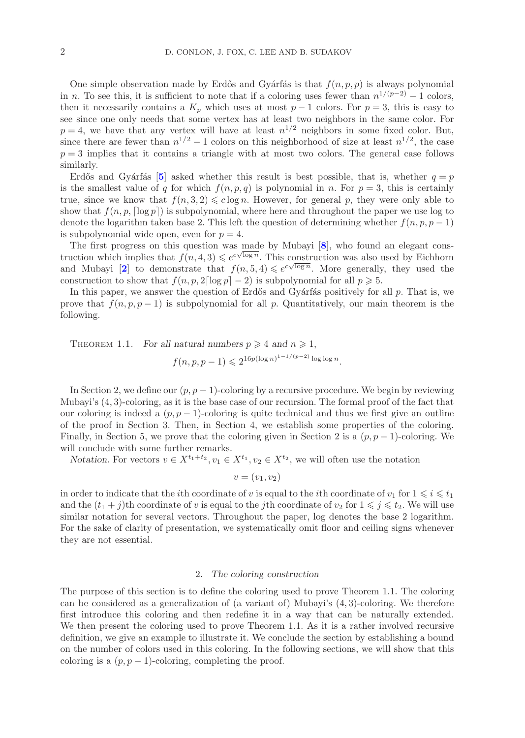One simple observation made by Erdős and Gyárfás is that $f(n,p,p)$ is always polynomial in $n$. To see this, it is sufficient to note that if a coloring uses fewer than $n^{1/(p-2)}-1$ colors, then it necessarily contains a $K_p$ which uses at most $p-1$ colors. For $p=3$, this is easy to see since one only needs that some vertex has at least two neighbors in the same color. For $p=4$, we have that any vertex will have at least $n^{1/2}$ neighbors in some fixed color. But, since there are fewer than $n^{1/2}-1$ colors on this neighborhood of size at least $n^{1/2}$, the case $p=3$ implies that it contains a triangle with at most two colors. The general case follows similarly.

Erdős and Gyárfás [5] asked whether this result is best possible, that is, whether $q=p$ is the smallest value of $q$ for which $f(n,p,q)$ is polynomial in $n$. For $p=3$, this is certainly true, since we know that $f(n,3,2) \leqslant c \log n$. However, for general $p$, they were only able to show that $f(n,p,\lceil \log p \rceil)$ is subpolynomial, where here and throughout the paper we use log to denote the logarithm taken base 2. This left the question of determining whether $f(n,p,p-1)$ is subpolynomial wide open, even for $p=4$.

The first progress on this question was made by Mubayi [8], who found an elegant construction which implies that $f(n,4,3) \leqslant e^{c\sqrt{\log n}}$. This construction was also used by Eichhorn and Mubayi [2] to demonstrate that $f(n,5,4) \leqslant e^{c\sqrt{\log n}}$. More generally, they used the construction to show that $f(n,p,2\lceil \log p \rceil - 2)$ is subpolynomial for all $p \geqslant 5$.

In this paper, we answer the question of Erdős and Gyárfás positively for all $p$. That is, we prove that $f(n,p,p-1)$ is subpolynomial for all $p$. Quantitatively, our main theorem is the following.

Theorem 1.1. *For all natural numbers $p \geqslant 4$ and $n \geqslant 1$,*

$$f(n,p,p-1) \leqslant 2^{16p(\log n)^{1-1/(p-2)} \log \log n}.$$

In Section 2, we define our $(p,p-1)$-coloring by a recursive procedure. We begin by reviewing Mubayi's $(4,3)$-coloring, as it is the base case of our recursion. The formal proof of the fact that our coloring is indeed a $(p,p-1)$-coloring is quite technical and thus we first give an outline of the proof in Section 3. Then, in Section 4, we establish some properties of the coloring. Finally, in Section 5, we prove that the coloring given in Section 2 is a $(p,p-1)$-coloring. We will conclude with some further remarks.

*Notation.* For vectors $v \in X^{t_1+t_2}, v_1 \in X^{t_1}, v_2 \in X^{t_2}$, we will often use the notation

$$v = (v_1, v_2)$$

in order to indicate that the $i$th coordinate of $v$ is equal to the $i$th coordinate of $v_1$ for $1 \leqslant i \leqslant t_1$ and the $(t_1+j)$th coordinate of $v$ is equal to the $j$th coordinate of $v_2$ for $1 \leqslant j \leqslant t_2$. We will use similar notation for several vectors. Throughout the paper, log denotes the base 2 logarithm. For the sake of clarity of presentation, we systematically omit floor and ceiling signs whenever they are not essential.

## 2. *The coloring construction*

The purpose of this section is to define the coloring used to prove Theorem 1.1. The coloring can be considered as a generalization of (a variant of) Mubayi's $(4,3)$-coloring. We therefore first introduce this coloring and then redefine it in a way that can be naturally extended. We then present the coloring used to prove Theorem 1.1. As it is a rather involved recursive definition, we give an example to illustrate it. We conclude the section by establishing a bound on the number of colors used in this coloring. In the following sections, we will show that this coloring is a $(p,p-1)$-coloring, completing the proof.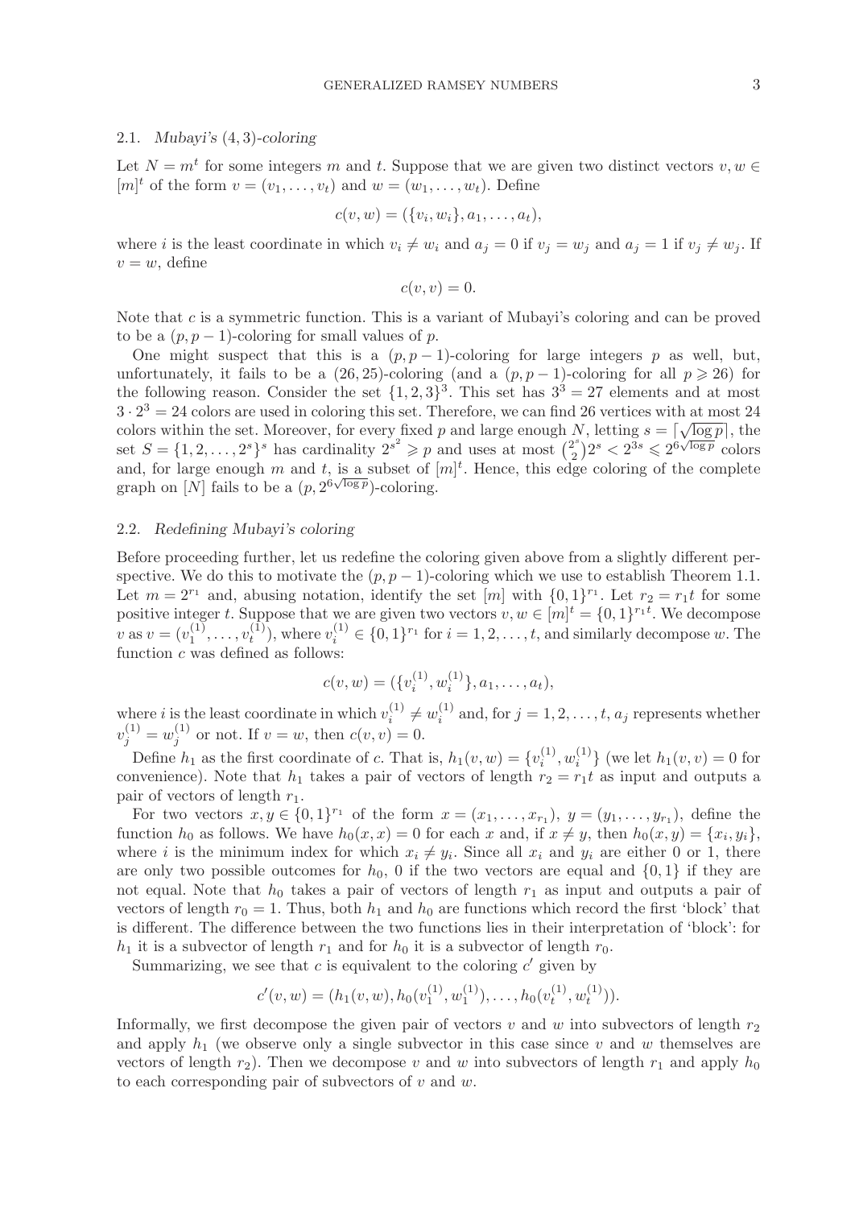### 2.1. *Mubayi's (4, 3)-coloring*

Let $N = m^t$ for some integers $m$ and $t$. Suppose that we are given two distinct vectors $v, w \in [m]^t$ of the form $v = (v_1, \ldots, v_t)$ and $w = (w_1, \ldots, w_t)$. Define

$$c(v, w) = (\{v_i, w_i\}, a_1, \ldots, a_t),$$

where $i$ is the least coordinate in which $v_i \neq w_i$ and $a_j = 0$ if $v_j = w_j$ and $a_j = 1$ if $v_j \neq w_j$. If $v = w$, define

$$c(v, v) = 0.$$

Note that $c$ is a symmetric function. This is a variant of Mubayi's coloring and can be proved to be a $(p, p-1)$-coloring for small values of $p$.

One might suspect that this is a $(p, p-1)$-coloring for large integers $p$ as well, but, unfortunately, it fails to be a $(26, 25)$-coloring (and a $(p, p-1)$-coloring for all $p \geqslant 26$) for the following reason. Consider the set $\{1, 2, 3\}^3$. This set has $3^3 = 27$ elements and at most $3 \cdot 2^3 = 24$ colors are used in coloring this set. Therefore, we can find 26 vertices with at most 24 colors within the set. Moreover, for every fixed $p$ and large enough $N$, letting $s = \lceil \sqrt{\log p} \rceil$, the set $S = \{1, 2, \ldots, 2^s\}^s$ has cardinality $2^{s^2} \geqslant p$ and uses at most $\binom{2^s}{2} 2^s < 2^{3s} \leqslant 2^{6\sqrt{\log p}}$ colors and, for large enough $m$ and $t$, is a subset of $[m]^t$. Hence, this edge coloring of the complete graph on $[N]$ fails to be a $(p, 2^{6\sqrt{\log p}})$-coloring.

### 2.2. *Redefining Mubayi's coloring*

Before proceeding further, let us redefine the coloring given above from a slightly different perspective. We do this to motivate the $(p, p-1)$-coloring which we use to establish Theorem 1.1. Let $m = 2^{r_1}$ and, abusing notation, identify the set $[m]$ with $\{0, 1\}^{r_1}$. Let $r_2 = r_1 t$ for some positive integer $t$. Suppose that we are given two vectors $v, w \in [m]^t = \{0, 1\}^{r_1 t}$. We decompose $v$ as $v = (v_1^{(1)}, \ldots, v_t^{(1)})$, where $v_i^{(1)} \in \{0, 1\}^{r_1}$ for $i = 1, 2, \ldots, t$, and similarly decompose $w$. The function $c$ was defined as follows:

$$c(v, w) = (\{v_i^{(1)}, w_i^{(1)}\}, a_1, \ldots, a_t),$$

where $i$ is the least coordinate in which $v_i^{(1)} \neq w_i^{(1)}$ and, for $j = 1, 2, \ldots, t$, $a_j$ represents whether $v_j^{(1)} = w_j^{(1)}$ or not. If $v = w$, then $c(v, v) = 0$.

Define $h_1$ as the first coordinate of $c$. That is, $h_1(v, w) = \{v_i^{(1)}, w_i^{(1)}\}$ (we let $h_1(v, v) = 0$ for convenience). Note that $h_1$ takes a pair of vectors of length $r_2 = r_1 t$ as input and outputs a pair of vectors of length $r_1$.

For two vectors $x, y \in \{0, 1\}^{r_1}$ of the form $x = (x_1, \ldots, x_{r_1})$, $y = (y_1, \ldots, y_{r_1})$, define the function $h_0$ as follows. We have $h_0(x, x) = 0$ for each $x$ and, if $x \neq y$, then $h_0(x, y) = \{x_i, y_i\}$, where $i$ is the minimum index for which $x_i \neq y_i$. Since all $x_i$ and $y_i$ are either 0 or 1, there are only two possible outcomes for $h_0$, 0 if the two vectors are equal and $\{0, 1\}$ if they are not equal. Note that $h_0$ takes a pair of vectors of length $r_1$ as input and outputs a pair of vectors of length $r_0 = 1$. Thus, both $h_1$ and $h_0$ are functions which record the first 'block' that is different. The difference between the two functions lies in their interpretation of 'block': for $h_1$ it is a subvector of length $r_1$ and for $h_0$ it is a subvector of length $r_0$.

Summarizing, we see that $c$ is equivalent to the coloring $c'$ given by

$$c'(v, w) = (h_1(v, w), h_0(v_1^{(1)}, w_1^{(1)}), \ldots, h_0(v_t^{(1)}, w_t^{(1)})).$$

Informally, we first decompose the given pair of vectors $v$ and $w$ into subvectors of length $r_2$ and apply $h_1$ (we observe only a single subvector in this case since $v$ and $w$ themselves are vectors of length $r_2$). Then we decompose $v$ and $w$ into subvectors of length $r_1$ and apply $h_0$ to each corresponding pair of subvectors of $v$ and $w$.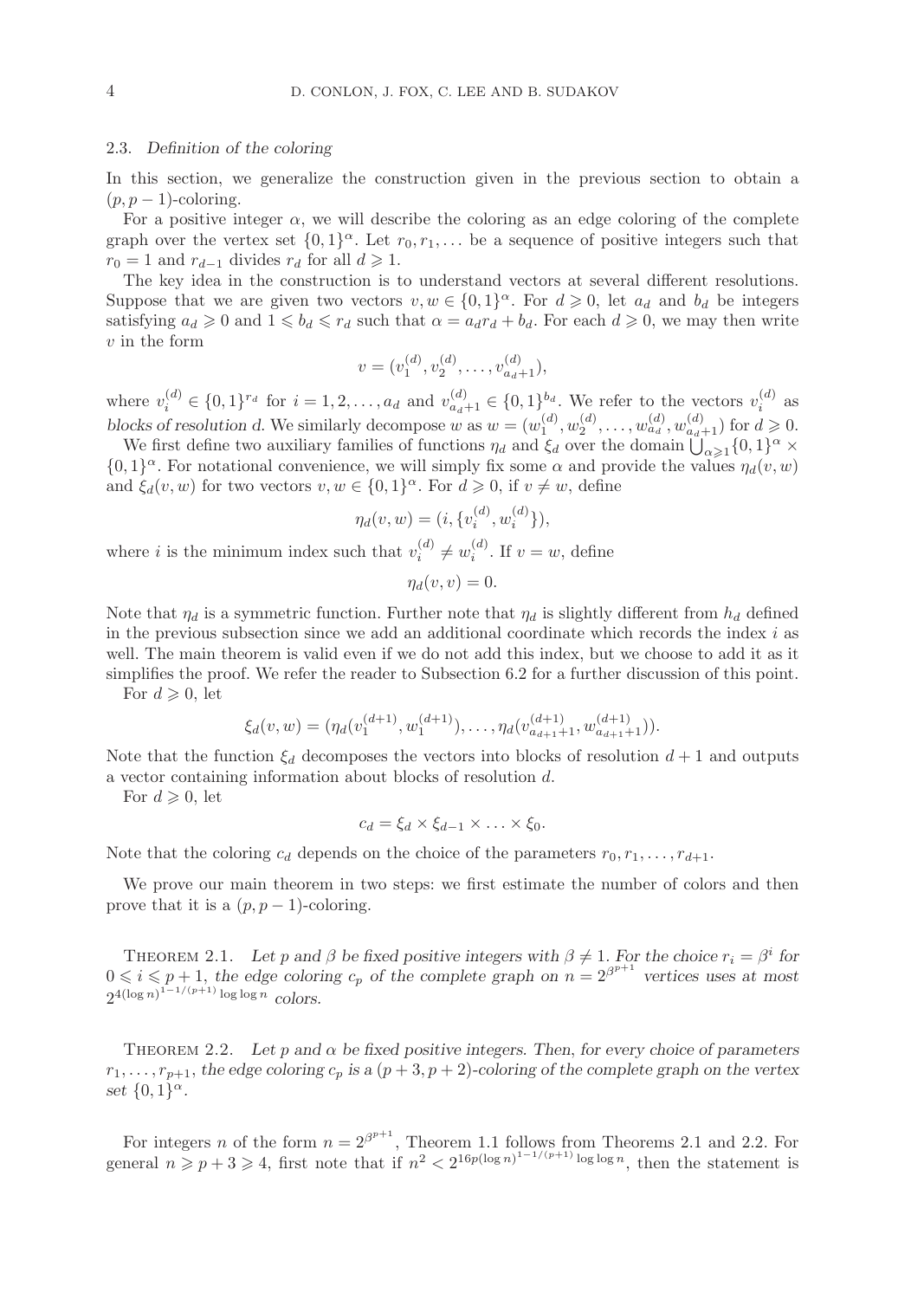### 2.3. *Definition of the coloring*

In this section, we generalize the construction given in the previous section to obtain a $(p, p-1)$-coloring.

For a positive integer $\alpha$, we will describe the coloring as an edge coloring of the complete graph over the vertex set $\{0,1\}^\alpha$. Let $r_0, r_1, \ldots$ be a sequence of positive integers such that $r_0 = 1$ and $r_{d-1}$ divides $r_d$ for all $d \geqslant 1$.

The key idea in the construction is to understand vectors at several different resolutions. Suppose that we are given two vectors $v, w \in \{0,1\}^\alpha$. For $d \geqslant 0$, let $a_d$ and $b_d$ be integers satisfying $a_d \geqslant 0$ and $1 \leqslant b_d \leqslant r_d$ such that $\alpha = a_d r_d + b_d$. For each $d \geqslant 0$, we may then write $v$ in the form

$$v = (v_1^{(d)}, v_2^{(d)}, \ldots, v_{a_d+1}^{(d)}),$$

where $v_i^{(d)} \in \{0,1\}^{r_d}$ for $i = 1, 2, \ldots, a_d$ and $v_{a_d+1}^{(d)} \in \{0,1\}^{b_d}$. We refer to the vectors $v_i^{(d)}$ as *blocks of resolution d*. We similarly decompose $w$ as $w = (w_1^{(d)}, w_2^{(d)}, \ldots, w_{a_d}^{(d)}, w_{a_d+1}^{(d)})$ for $d \geqslant 0$.

We first define two auxiliary families of functions $\eta_d$ and $\xi_d$ over the domain $\bigcup_{\alpha \geqslant 1} \{0,1\}^\alpha \times \{0,1\}^\alpha$. For notational convenience, we will simply fix some $\alpha$ and provide the values $\eta_d(v, w)$ and $\xi_d(v, w)$ for two vectors $v, w \in \{0,1\}^\alpha$. For $d \geqslant 0$, if $v \neq w$, define

$$\eta_d(v, w) = (i, \{v_i^{(d)}, w_i^{(d)}\}),$$

where $i$ is the minimum index such that $v_i^{(d)} \neq w_i^{(d)}$. If $v = w$, define

$$\eta_d(v, v) = 0.$$

Note that $\eta_d$ is a symmetric function. Further note that $\eta_d$ is slightly different from $h_d$ defined in the previous subsection since we add an additional coordinate which records the index $i$ as well. The main theorem is valid even if we do not add this index, but we choose to add it as it simplifies the proof. We refer the reader to Subsection 6.2 for a further discussion of this point.

For $d \geqslant 0$, let

$$\xi_d(v, w) = (\eta_d(v_1^{(d+1)}, w_1^{(d+1)}), \ldots, \eta_d(v_{a_{d+1}+1}^{(d+1)}, w_{a_{d+1}+1}^{(d+1)})).$$

Note that the function $\xi_d$ decomposes the vectors into blocks of resolution $d+1$ and outputs a vector containing information about blocks of resolution $d$.

For $d \geqslant 0$, let

$$c_d = \xi_d \times \xi_{d-1} \times \ldots \times \xi_0.$$

Note that the coloring $c_d$ depends on the choice of the parameters $r_0, r_1, \ldots, r_{d+1}$.

We prove our main theorem in two steps: we first estimate the number of colors and then prove that it is a $(p, p-1)$-coloring.

Theorem 2.1. *Let $p$ and $\beta$ be fixed positive integers with $\beta \neq 1$. For the choice $r_i = \beta^i$ for $0 \leqslant i \leqslant p+1$, the edge coloring $c_p$ of the complete graph on $n = 2^{\beta^{p+1}}$ vertices uses at most $2^{4(\log n)^{1-1/(p+1)} \log\log n}$ colors.*

Theorem 2.2. *Let $p$ and $\alpha$ be fixed positive integers. Then, for every choice of parameters $r_1, \ldots, r_{p+1}$, the edge coloring $c_p$ is a $(p+3, p+2)$-coloring of the complete graph on the vertex set $\{0,1\}^\alpha$.*

For integers $n$ of the form $n = 2^{\beta^{p+1}}$, Theorem 1.1 follows from Theorems 2.1 and 2.2. For general $n \geqslant p+3 \geqslant 4$, first note that if $n^2 < 2^{16p(\log n)^{1-1/(p+1)} \log\log n}$, then the statement is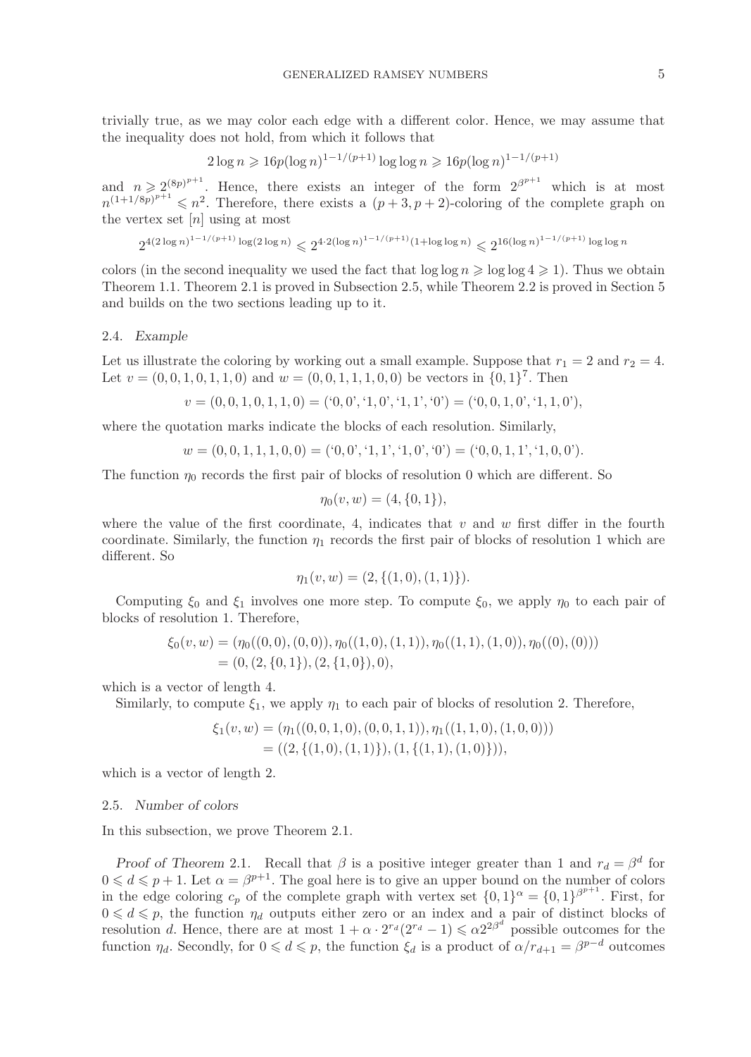trivially true, as we may color each edge with a different color. Hence, we may assume that the inequality does not hold, from which it follows that

$$2\log n \geqslant 16p(\log n)^{1-1/(p+1)}\log\log n \geqslant 16p(\log n)^{1-1/(p+1)}$$

and $n \geqslant 2^{(8p)^{p+1}}$. Hence, there exists an integer of the form $2^{\beta^{p+1}}$ which is at most $n^{(1+1/8p)^{p+1}} \leqslant n^2$. Therefore, there exists a $(p+3, p+2)$-coloring of the complete graph on the vertex set $[n]$ using at most

$$2^{4(2\log n)^{1-1/(p+1)}\log(2\log n)} \leqslant 2^{4\cdot 2(\log n)^{1-1/(p+1)}(1+\log\log n)} \leqslant 2^{16(\log n)^{1-1/(p+1)}\log\log n}$$

colors (in the second inequality we used the fact that $\log\log n \geqslant \log\log 4 \geqslant 1$). Thus we obtain Theorem 1.1. Theorem 2.1 is proved in Subsection 2.5, while Theorem 2.2 is proved in Section 5 and builds on the two sections leading up to it.

### 2.4. *Example*

Let us illustrate the coloring by working out a small example. Suppose that $r_1 = 2$ and $r_2 = 4$. Let $v = (0,0,1,0,1,1,0)$ and $w = (0,0,1,1,1,0,0)$ be vectors in $\{0,1\}^7$. Then

$$v = (0,0,1,0,1,1,0) = (\text{`}0,0\text{'}, \text{`}1,0\text{'}, \text{`}1,1\text{'}, \text{`}0\text{'}) = (\text{`}0,0,1,0\text{'}, \text{`}1,1,0\text{'}),$$

where the quotation marks indicate the blocks of each resolution. Similarly,

$$w = (0,0,1,1,1,0,0) = (\text{`}0,0\text{'}, \text{`}1,1\text{'}, \text{`}1,0\text{'}, \text{`}0\text{'}) = (\text{`}0,0,1,1\text{'}, \text{`}1,0,0\text{'}).$$

The function $\eta_0$ records the first pair of blocks of resolution 0 which are different. So

$$\eta_0(v,w) = (4, \{0,1\}),$$

where the value of the first coordinate, 4, indicates that $v$ and $w$ first differ in the fourth coordinate. Similarly, the function $\eta_1$ records the first pair of blocks of resolution 1 which are different. So

$$\eta_1(v,w) = (2, \{(1,0),(1,1)\}).$$

Computing $\xi_0$ and $\xi_1$ involves one more step. To compute $\xi_0$, we apply $\eta_0$ to each pair of blocks of resolution 1. Therefore,

$$\begin{aligned}\xi_0(v,w) &= (\eta_0((0,0),(0,0)), \eta_0((1,0),(1,1)), \eta_0((1,1),(1,0)), \eta_0((0),(0))) \\ &= (0, (2,\{0,1\}), (2,\{1,0\}), 0),\end{aligned}$$

which is a vector of length 4.

Similarly, to compute $\xi_1$, we apply $\eta_1$ to each pair of blocks of resolution 2. Therefore,

$$\begin{aligned}\xi_1(v,w) &= (\eta_1((0,0,1,0),(0,0,1,1)), \eta_1((1,1,0),(1,0,0))) \\ &= ((2,\{(1,0),(1,1)\}), (1,\{(1,1),(1,0)\})),\end{aligned}$$

which is a vector of length 2.

### 2.5. *Number of colors*

In this subsection, we prove Theorem 2.1.

*Proof of Theorem* 2.1. Recall that $\beta$ is a positive integer greater than 1 and $r_d = \beta^d$ for $0 \leqslant d \leqslant p+1$. Let $\alpha = \beta^{p+1}$. The goal here is to give an upper bound on the number of colors in the edge coloring $c_p$ of the complete graph with vertex set $\{0,1\}^\alpha = \{0,1\}^{\beta^{p+1}}$. First, for $0 \leqslant d \leqslant p$, the function $\eta_d$ outputs either zero or an index and a pair of distinct blocks of resolution $d$. Hence, there are at most $1 + \alpha \cdot 2^{r_d}(2^{r_d}-1) \leqslant \alpha 2^{2\beta^d}$ possible outcomes for the function $\eta_d$. Secondly, for $0 \leqslant d \leqslant p$, the function $\xi_d$ is a product of $\alpha/r_{d+1} = \beta^{p-d}$ outcomes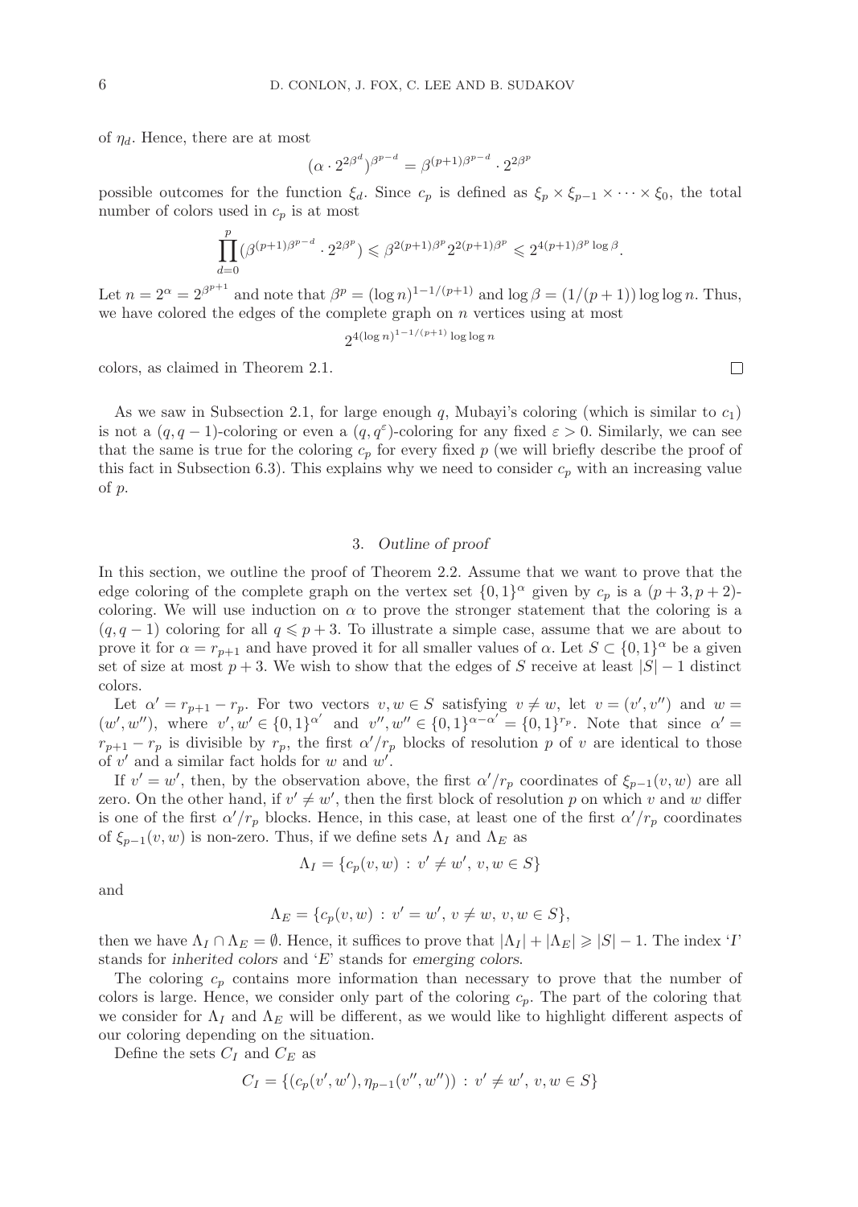of $\eta_d$. Hence, there are at most

$$(\alpha \cdot 2^{2\beta^d})^{\beta^{p-d}} = \beta^{(p+1)\beta^{p-d}} \cdot 2^{2\beta^p}$$

possible outcomes for the function $\xi_d$. Since $c_p$ is defined as $\xi_p \times \xi_{p-1} \times \cdots \times \xi_0$, the total number of colors used in $c_p$ is at most

$$\prod_{d=0}^{p} (\beta^{(p+1)\beta^{p-d}} \cdot 2^{2\beta^p}) \leqslant \beta^{2(p+1)\beta^p} 2^{2(p+1)\beta^p} \leqslant 2^{4(p+1)\beta^p \log \beta}.$$

Let $n = 2^\alpha = 2^{\beta^{p+1}}$ and note that $\beta^p = (\log n)^{1-1/(p+1)}$ and $\log \beta = (1/(p+1)) \log \log n$. Thus, we have colored the edges of the complete graph on $n$ vertices using at most

$$2^{4(\log n)^{1-1/(p+1)} \log \log n}$$

colors, as claimed in Theorem 2.1. □

As we saw in Subsection 2.1, for large enough $q$, Mubayi's coloring (which is similar to $c_1$) is not a $(q, q-1)$-coloring or even a $(q, q^\varepsilon)$-coloring for any fixed $\varepsilon > 0$. Similarly, we can see that the same is true for the coloring $c_p$ for every fixed $p$ (we will briefly describe the proof of this fact in Subsection 6.3). This explains why we need to consider $c_p$ with an increasing value of $p$.

## 3. *Outline of proof*

In this section, we outline the proof of Theorem 2.2. Assume that we want to prove that the edge coloring of the complete graph on the vertex set $\{0,1\}^\alpha$ given by $c_p$ is a $(p+3, p+2)$-coloring. We will use induction on $\alpha$ to prove the stronger statement that the coloring is a $(q, q-1)$ coloring for all $q \leqslant p+3$. To illustrate a simple case, assume that we are about to prove it for $\alpha = r_{p+1}$ and have proved it for all smaller values of $\alpha$. Let $S \subset \{0,1\}^\alpha$ be a given set of size at most $p+3$. We wish to show that the edges of $S$ receive at least $|S|-1$ distinct colors.

Let $\alpha' = r_{p+1} - r_p$. For two vectors $v, w \in S$ satisfying $v \neq w$, let $v = (v', v'')$ and $w = (w', w'')$, where $v', w' \in \{0,1\}^{\alpha'}$ and $v'', w'' \in \{0,1\}^{\alpha - \alpha'} = \{0,1\}^{r_p}$. Note that since $\alpha' = r_{p+1} - r_p$ is divisible by $r_p$, the first $\alpha'/r_p$ blocks of resolution $p$ of $v$ are identical to those of $v'$ and a similar fact holds for $w$ and $w'$.

If $v' = w'$, then, by the observation above, the first $\alpha'/r_p$ coordinates of $\xi_{p-1}(v, w)$ are all zero. On the other hand, if $v' \neq w'$, then the first block of resolution $p$ on which $v$ and $w$ differ is one of the first $\alpha'/r_p$ blocks. Hence, in this case, at least one of the first $\alpha'/r_p$ coordinates of $\xi_{p-1}(v, w)$ is non-zero. Thus, if we define sets $\Lambda_I$ and $\Lambda_E$ as

$$\Lambda_I = \{c_p(v, w) : v' \neq w',\ v, w \in S\}$$

and

$$\Lambda_E = \{c_p(v, w) : v' = w',\ v \neq w,\ v, w \in S\},$$

then we have $\Lambda_I \cap \Lambda_E = \emptyset$. Hence, it suffices to prove that $|\Lambda_I| + |\Lambda_E| \geqslant |S| - 1$. The index '$I$' stands for *inherited colors* and '$E$' stands for *emerging colors*.

The coloring $c_p$ contains more information than necessary to prove that the number of colors is large. Hence, we consider only part of the coloring $c_p$. The part of the coloring that we consider for $\Lambda_I$ and $\Lambda_E$ will be different, as we would like to highlight different aspects of our coloring depending on the situation.

Define the sets $C_I$ and $C_E$ as

$$C_I = \{(c_p(v', w'), \eta_{p-1}(v'', w'')) : v' \neq w',\ v, w \in S\}$$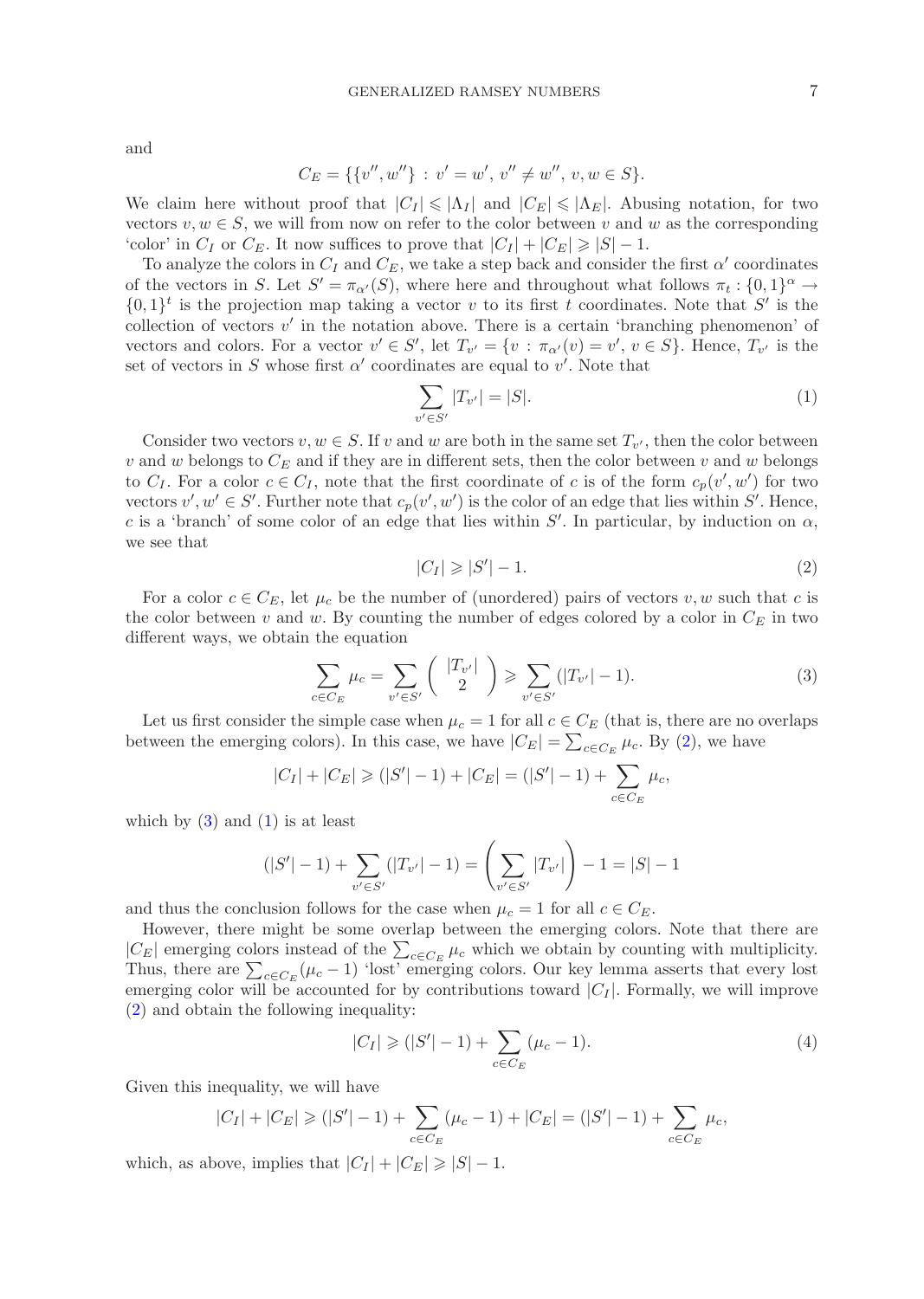and

$$C_E = \{\{v'', w''\} : v' = w',\ v'' \neq w'',\ v, w \in S\}.$$

We claim here without proof that $|C_I| \leqslant |\Lambda_I|$ and $|C_E| \leqslant |\Lambda_E|$. Abusing notation, for two vectors $v, w \in S$, we will from now on refer to the color between $v$ and $w$ as the corresponding 'color' in $C_I$ or $C_E$. It now suffices to prove that $|C_I| + |C_E| \geqslant |S| - 1$.

To analyze the colors in $C_I$ and $C_E$, we take a step back and consider the first $\alpha'$ coordinates of the vectors in $S$. Let $S' = \pi_{\alpha'}(S)$, where here and throughout what follows $\pi_t : \{0,1\}^\alpha \to \{0,1\}^t$ is the projection map taking a vector $v$ to its first $t$ coordinates. Note that $S'$ is the collection of vectors $v'$ in the notation above. There is a certain 'branching phenomenon' of vectors and colors. For a vector $v' \in S'$, let $T_{v'} = \{v : \pi_{\alpha'}(v) = v',\ v \in S\}$. Hence, $T_{v'}$ is the set of vectors in $S$ whose first $\alpha'$ coordinates are equal to $v'$. Note that

$$\sum_{v' \in S'} |T_{v'}| = |S|. \tag{1}$$

Consider two vectors $v, w \in S$. If $v$ and $w$ are both in the same set $T_{v'}$, then the color between $v$ and $w$ belongs to $C_E$ and if they are in different sets, then the color between $v$ and $w$ belongs to $C_I$. For a color $c \in C_I$, note that the first coordinate of $c$ is of the form $c_p(v', w')$ for two vectors $v', w' \in S'$. Further note that $c_p(v', w')$ is the color of an edge that lies within $S'$. Hence, $c$ is a 'branch' of some color of an edge that lies within $S'$. In particular, by induction on $\alpha$, we see that

$$|C_I| \geqslant |S'| - 1. \tag{2}$$

For a color $c \in C_E$, let $\mu_c$ be the number of (unordered) pairs of vectors $v, w$ such that $c$ is the color between $v$ and $w$. By counting the number of edges colored by a color in $C_E$ in two different ways, we obtain the equation

$$\sum_{c \in C_E} \mu_c = \sum_{v' \in S'} \binom{|T_{v'}|}{2} \geqslant \sum_{v' \in S'} (|T_{v'}| - 1). \tag{3}$$

Let us first consider the simple case when $\mu_c = 1$ for all $c \in C_E$ (that is, there are no overlaps between the emerging colors). In this case, we have $|C_E| = \sum_{c \in C_E} \mu_c$. By (2), we have

$$|C_I| + |C_E| \geqslant (|S'| - 1) + |C_E| = (|S'| - 1) + \sum_{c \in C_E} \mu_c,$$

which by (3) and (1) is at least

$$(|S'| - 1) + \sum_{v' \in S'} (|T_{v'}| - 1) = \left( \sum_{v' \in S'} |T_{v'}| \right) - 1 = |S| - 1$$

and thus the conclusion follows for the case when $\mu_c = 1$ for all $c \in C_E$.

However, there might be some overlap between the emerging colors. Note that there are $|C_E|$ emerging colors instead of the $\sum_{c \in C_E} \mu_c$ which we obtain by counting with multiplicity. Thus, there are $\sum_{c \in C_E} (\mu_c - 1)$ 'lost' emerging colors. Our key lemma asserts that every lost emerging color will be accounted for by contributions toward $|C_I|$. Formally, we will improve (2) and obtain the following inequality:

$$|C_I| \geqslant (|S'| - 1) + \sum_{c \in C_E} (\mu_c - 1). \tag{4}$$

Given this inequality, we will have

$$|C_I| + |C_E| \geqslant (|S'| - 1) + \sum_{c \in C_E} (\mu_c - 1) + |C_E| = (|S'| - 1) + \sum_{c \in C_E} \mu_c,$$

which, as above, implies that $|C_I| + |C_E| \geqslant |S| - 1$.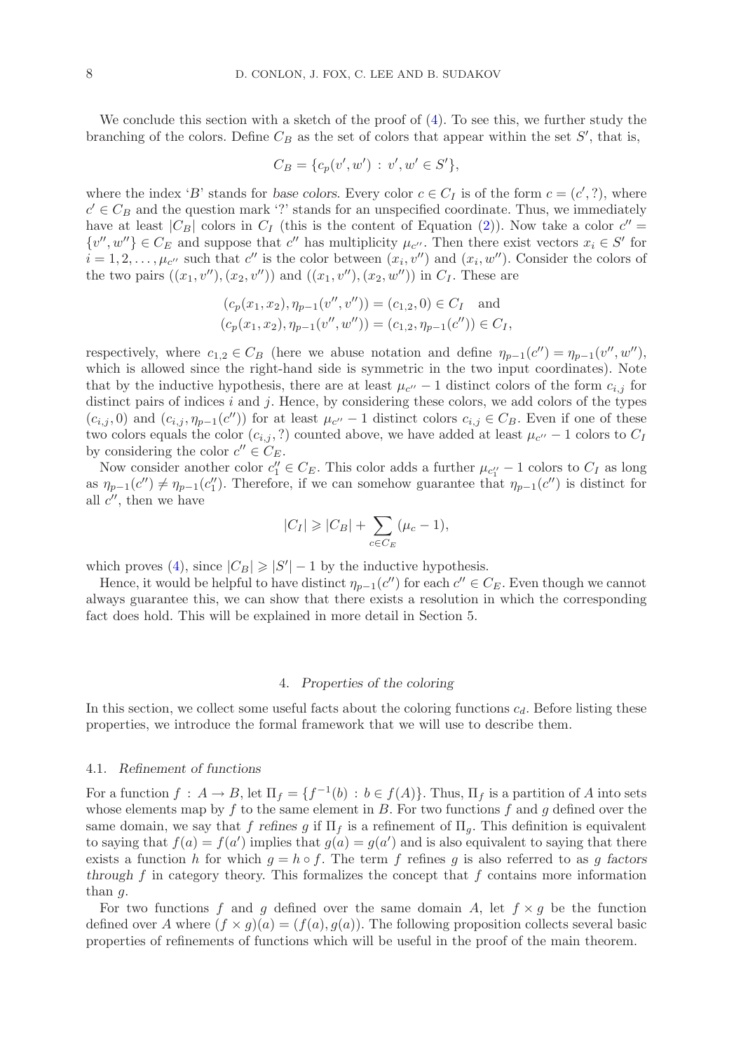We conclude this section with a sketch of the proof of (4). To see this, we further study the branching of the colors. Define $C_B$ as the set of colors that appear within the set $S'$, that is,

$$C_B = \{c_p(v', w') \,:\, v', w' \in S'\},$$

where the index '$B$' stands for *base colors*. Every color $c \in C_I$ is of the form $c = (c', ?)$, where $c' \in C_B$ and the question mark '?' stands for an unspecified coordinate. Thus, we immediately have at least $|C_B|$ colors in $C_I$ (this is the content of Equation (2)). Now take a color $c'' = \{v'', w''\} \in C_E$ and suppose that $c''$ has multiplicity $\mu_{c''}$. Then there exist vectors $x_i \in S'$ for $i = 1, 2, \ldots, \mu_{c''}$ such that $c''$ is the color between $(x_i, v'')$ and $(x_i, w'')$. Consider the colors of the two pairs $((x_1, v''), (x_2, v''))$ and $((x_1, v''), (x_2, w''))$ in $C_I$. These are

$$\begin{aligned}
&(c_p(x_1, x_2), \eta_{p-1}(v'', v'')) = (c_{1,2}, 0) \in C_I \quad \text{and} \\
&(c_p(x_1, x_2), \eta_{p-1}(v'', w'')) = (c_{1,2}, \eta_{p-1}(c'')) \in C_I,
\end{aligned}$$

respectively, where $c_{1,2} \in C_B$ (here we abuse notation and define $\eta_{p-1}(c'') = \eta_{p-1}(v'', w'')$, which is allowed since the right-hand side is symmetric in the two input coordinates). Note that by the inductive hypothesis, there are at least $\mu_{c''} - 1$ distinct colors of the form $c_{i,j}$ for distinct pairs of indices $i$ and $j$. Hence, by considering these colors, we add colors of the types $(c_{i,j}, 0)$ and $(c_{i,j}, \eta_{p-1}(c''))$ for at least $\mu_{c''} - 1$ distinct colors $c_{i,j} \in C_B$. Even if one of these two colors equals the color $(c_{i,j}, ?)$ counted above, we have added at least $\mu_{c''} - 1$ colors to $C_I$ by considering the color $c'' \in C_E$.

Now consider another color $c''_1 \in C_E$. This color adds a further $\mu_{c''_1} - 1$ colors to $C_I$ as long as $\eta_{p-1}(c'') \neq \eta_{p-1}(c''_1)$. Therefore, if we can somehow guarantee that $\eta_{p-1}(c'')$ is distinct for all $c''$, then we have

$$|C_I| \geqslant |C_B| + \sum_{c \in C_E} (\mu_c - 1),$$

which proves (4), since $|C_B| \geqslant |S'| - 1$ by the inductive hypothesis.

Hence, it would be helpful to have distinct $\eta_{p-1}(c'')$ for each $c'' \in C_E$. Even though we cannot always guarantee this, we can show that there exists a resolution in which the corresponding fact does hold. This will be explained in more detail in Section 5.

## 4. *Properties of the coloring*

In this section, we collect some useful facts about the coloring functions $c_d$. Before listing these properties, we introduce the formal framework that we will use to describe them.

### 4.1. *Refinement of functions*

For a function $f : A \to B$, let $\Pi_f = \{f^{-1}(b) \,:\, b \in f(A)\}$. Thus, $\Pi_f$ is a partition of $A$ into sets whose elements map by $f$ to the same element in $B$. For two functions $f$ and $g$ defined over the same domain, we say that $f$ *refines* $g$ if $\Pi_f$ is a refinement of $\Pi_g$. This definition is equivalent to saying that $f(a) = f(a')$ implies that $g(a) = g(a')$ and is also equivalent to saying that there exists a function $h$ for which $g = h \circ f$. The term $f$ refines $g$ is also referred to as $g$ *factors through* $f$ in category theory. This formalizes the concept that $f$ contains more information than $g$.

For two functions $f$ and $g$ defined over the same domain $A$, let $f \times g$ be the function defined over $A$ where $(f \times g)(a) = (f(a), g(a))$. The following proposition collects several basic properties of refinements of functions which will be useful in the proof of the main theorem.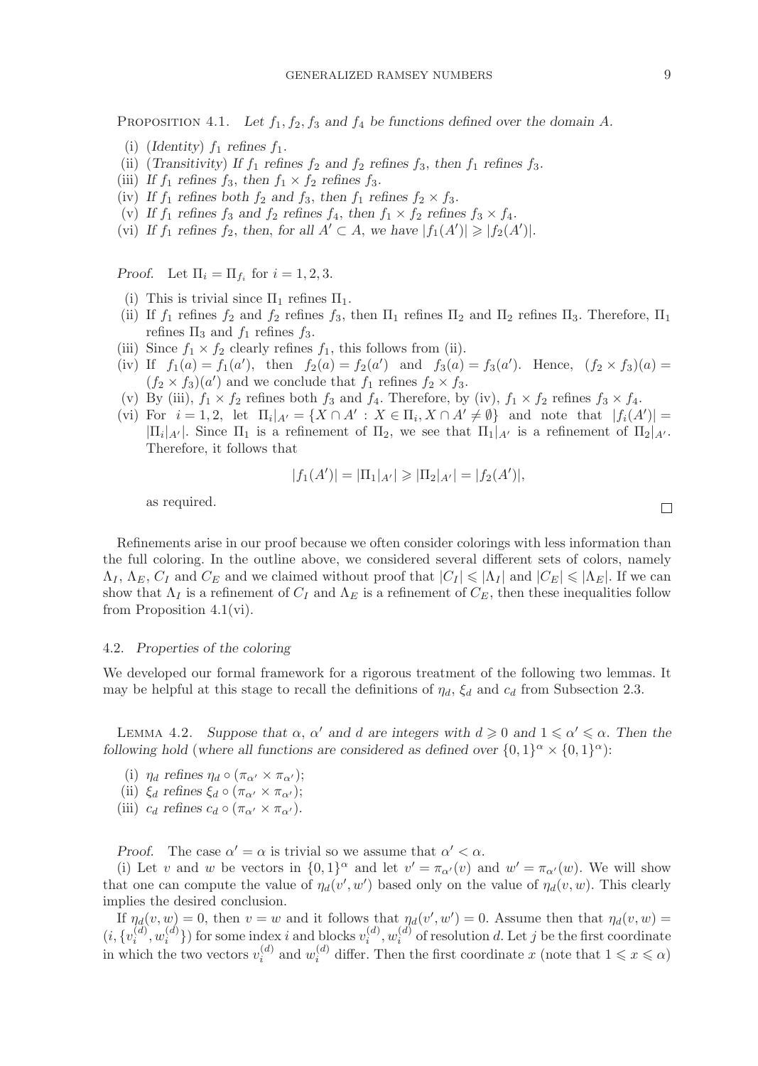**Proposition 4.1.** *Let $f_1, f_2, f_3$ and $f_4$ be functions defined over the domain $A$.*

(i) (*Identity*) *$f_1$ refines $f_1$.*
(ii) (*Transitivity*) *If $f_1$ refines $f_2$ and $f_2$ refines $f_3$, then $f_1$ refines $f_3$.*
(iii) *If $f_1$ refines $f_3$, then $f_1 \times f_2$ refines $f_3$.*
(iv) *If $f_1$ refines both $f_2$ and $f_3$, then $f_1$ refines $f_2 \times f_3$.*
(v) *If $f_1$ refines $f_3$ and $f_2$ refines $f_4$, then $f_1 \times f_2$ refines $f_3 \times f_4$.*
(vi) *If $f_1$ refines $f_2$, then, for all $A' \subset A$, we have $|f_1(A')| \geqslant |f_2(A')|$.*

*Proof.* Let $\Pi_i = \Pi_{f_i}$ for $i = 1, 2, 3$.

(i) This is trivial since $\Pi_1$ refines $\Pi_1$.
(ii) If $f_1$ refines $f_2$ and $f_2$ refines $f_3$, then $\Pi_1$ refines $\Pi_2$ and $\Pi_2$ refines $\Pi_3$. Therefore, $\Pi_1$ refines $\Pi_3$ and $f_1$ refines $f_3$.
(iii) Since $f_1 \times f_2$ clearly refines $f_1$, this follows from (ii).
(iv) If $f_1(a) = f_1(a')$, then $f_2(a) = f_2(a')$ and $f_3(a) = f_3(a')$. Hence, $(f_2 \times f_3)(a) = (f_2 \times f_3)(a')$ and we conclude that $f_1$ refines $f_2 \times f_3$.
(v) By (iii), $f_1 \times f_2$ refines both $f_3$ and $f_4$. Therefore, by (iv), $f_1 \times f_2$ refines $f_3 \times f_4$.
(vi) For $i = 1, 2$, let $\Pi_i|_{A'} = \{X \cap A' : X \in \Pi_i, X \cap A' \neq \emptyset\}$ and note that $|f_i(A')| = |\Pi_i|_{A'}|$. Since $\Pi_1$ is a refinement of $\Pi_2$, we see that $\Pi_1|_{A'}$ is a refinement of $\Pi_2|_{A'}$. Therefore, it follows that

$$|f_1(A')| = |\Pi_1|_{A'}| \geqslant |\Pi_2|_{A'}| = |f_2(A')|,$$

as required. $\square$

Refinements arise in our proof because we often consider colorings with less information than the full coloring. In the outline above, we considered several different sets of colors, namely $\Lambda_I$, $\Lambda_E$, $C_I$ and $C_E$ and we claimed without proof that $|C_I| \leqslant |\Lambda_I|$ and $|C_E| \leqslant |\Lambda_E|$. If we can show that $\Lambda_I$ is a refinement of $C_I$ and $\Lambda_E$ is a refinement of $C_E$, then these inequalities follow from Proposition 4.1(vi).

### 4.2. *Properties of the coloring*

We developed our formal framework for a rigorous treatment of the following two lemmas. It may be helpful at this stage to recall the definitions of $\eta_d$, $\xi_d$ and $c_d$ from Subsection 2.3.

**Lemma 4.2.** *Suppose that $\alpha$, $\alpha'$ and $d$ are integers with $d \geqslant 0$ and $1 \leqslant \alpha' \leqslant \alpha$. Then the following hold (where all functions are considered as defined over $\{0,1\}^\alpha \times \{0,1\}^\alpha$):*

(i) *$\eta_d$ refines $\eta_d \circ (\pi_{\alpha'} \times \pi_{\alpha'})$;*
(ii) *$\xi_d$ refines $\xi_d \circ (\pi_{\alpha'} \times \pi_{\alpha'})$;*
(iii) *$c_d$ refines $c_d \circ (\pi_{\alpha'} \times \pi_{\alpha'})$.*

*Proof.* The case $\alpha' = \alpha$ is trivial so we assume that $\alpha' < \alpha$.

(i) Let $v$ and $w$ be vectors in $\{0,1\}^\alpha$ and let $v' = \pi_{\alpha'}(v)$ and $w' = \pi_{\alpha'}(w)$. We will show that one can compute the value of $\eta_d(v', w')$ based only on the value of $\eta_d(v, w)$. This clearly implies the desired conclusion.

If $\eta_d(v, w) = 0$, then $v = w$ and it follows that $\eta_d(v', w') = 0$. Assume then that $\eta_d(v, w) = (i, \{v_i^{(d)}, w_i^{(d)}\})$ for some index $i$ and blocks $v_i^{(d)}, w_i^{(d)}$ of resolution $d$. Let $j$ be the first coordinate in which the two vectors $v_i^{(d)}$ and $w_i^{(d)}$ differ. Then the first coordinate $x$ (note that $1 \leqslant x \leqslant \alpha$)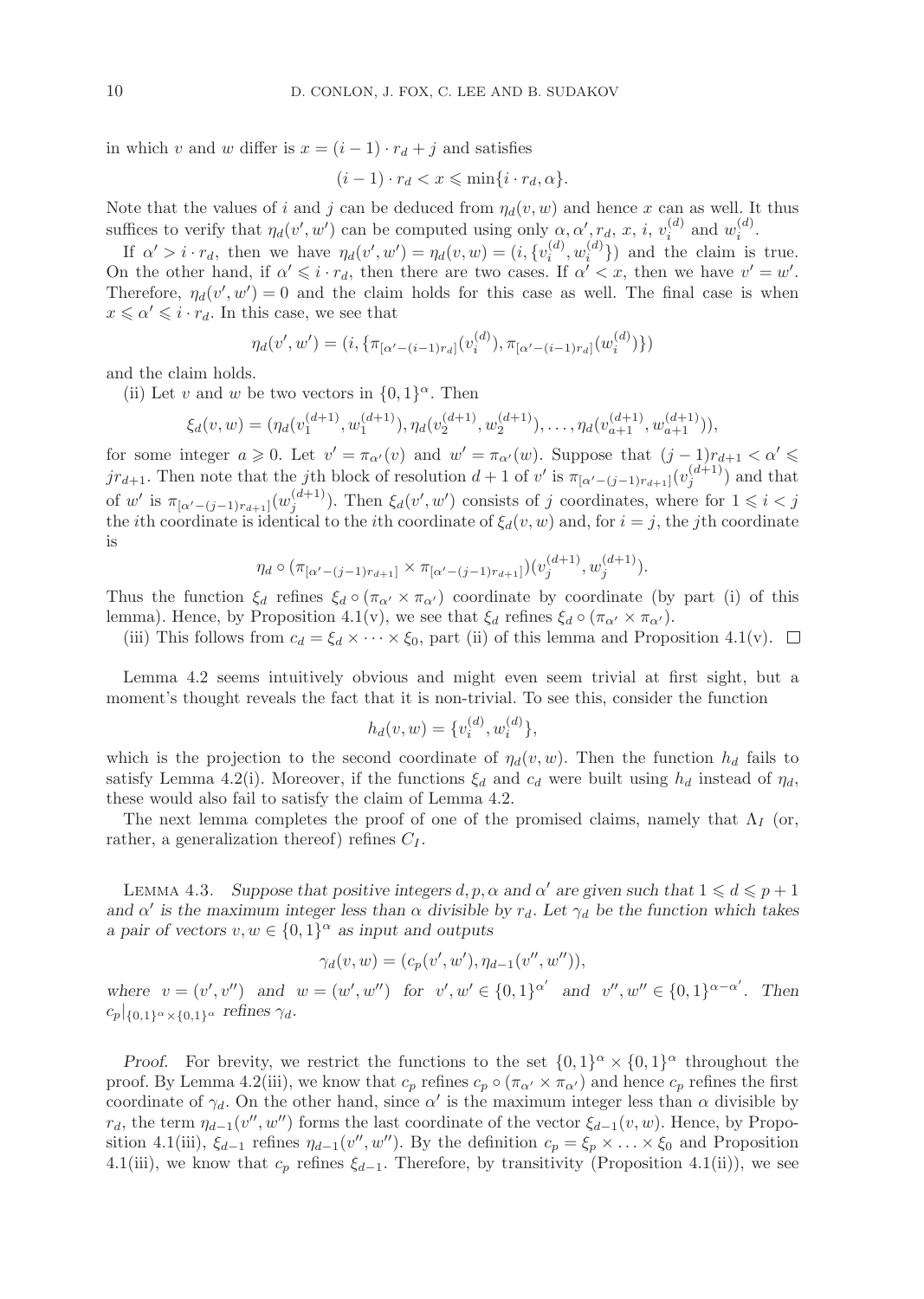in which $v$ and $w$ differ is $x = (i-1) \cdot r_d + j$ and satisfies

$$(i-1) \cdot r_d < x \leqslant \min\{i \cdot r_d, \alpha\}.$$

Note that the values of $i$ and $j$ can be deduced from $\eta_d(v, w)$ and hence $x$ can as well. It thus suffices to verify that $\eta_d(v', w')$ can be computed using only $\alpha, \alpha', r_d, x, i, v_i^{(d)}$ and $w_i^{(d)}$.

If $\alpha' > i \cdot r_d$, then we have $\eta_d(v', w') = \eta_d(v, w) = (i, \{v_i^{(d)}, w_i^{(d)}\})$ and the claim is true. On the other hand, if $\alpha' \leqslant i \cdot r_d$, then there are two cases. If $\alpha' < x$, then we have $v' = w'$. Therefore, $\eta_d(v', w') = 0$ and the claim holds for this case as well. The final case is when $x \leqslant \alpha' \leqslant i \cdot r_d$. In this case, we see that

$$\eta_d(v', w') = (i, \{\pi_{[\alpha' - (i-1)r_d]}(v_i^{(d)}), \pi_{[\alpha' - (i-1)r_d]}(w_i^{(d)})\})$$

and the claim holds.

(ii) Let $v$ and $w$ be two vectors in $\{0,1\}^\alpha$. Then

$$\xi_d(v, w) = (\eta_d(v_1^{(d+1)}, w_1^{(d+1)}), \eta_d(v_2^{(d+1)}, w_2^{(d+1)}), \ldots, \eta_d(v_{a+1}^{(d+1)}, w_{a+1}^{(d+1)})),$$

for some integer $a \geqslant 0$. Let $v' = \pi_{\alpha'}(v)$ and $w' = \pi_{\alpha'}(w)$. Suppose that $(j-1)r_{d+1} < \alpha' \leqslant j r_{d+1}$. Then note that the $j$th block of resolution $d+1$ of $v'$ is $\pi_{[\alpha' - (j-1)r_{d+1}]}(v_j^{(d+1)})$ and that of $w'$ is $\pi_{[\alpha' - (j-1)r_{d+1}]}(w_j^{(d+1)})$. Then $\xi_d(v', w')$ consists of $j$ coordinates, where for $1 \leqslant i < j$ the $i$th coordinate is identical to the $i$th coordinate of $\xi_d(v, w)$ and, for $i = j$, the $j$th coordinate is

$$\eta_d \circ (\pi_{[\alpha' - (j-1)r_{d+1}]} \times \pi_{[\alpha' - (j-1)r_{d+1}]})(v_j^{(d+1)}, w_j^{(d+1)}).$$

Thus the function $\xi_d$ refines $\xi_d \circ (\pi_{\alpha'} \times \pi_{\alpha'})$ coordinate by coordinate (by part (i) of this lemma). Hence, by Proposition 4.1(v), we see that $\xi_d$ refines $\xi_d \circ (\pi_{\alpha'} \times \pi_{\alpha'})$.

(iii) This follows from $c_d = \xi_d \times \cdots \times \xi_0$, part (ii) of this lemma and Proposition 4.1(v). $\square$

Lemma 4.2 seems intuitively obvious and might even seem trivial at first sight, but a moment's thought reveals the fact that it is non-trivial. To see this, consider the function

$$h_d(v, w) = \{v_i^{(d)}, w_i^{(d)}\},$$

which is the projection to the second coordinate of $\eta_d(v, w)$. Then the function $h_d$ fails to satisfy Lemma 4.2(i). Moreover, if the functions $\xi_d$ and $c_d$ were built using $h_d$ instead of $\eta_d$, these would also fail to satisfy the claim of Lemma 4.2.

The next lemma completes the proof of one of the promised claims, namely that $\Lambda_I$ (or, rather, a generalization thereof) refines $C_I$.

Lemma 4.3. *Suppose that positive integers $d, p, \alpha$ and $\alpha'$ are given such that $1 \leqslant d \leqslant p+1$ and $\alpha'$ is the maximum integer less than $\alpha$ divisible by $r_d$. Let $\gamma_d$ be the function which takes a pair of vectors $v, w \in \{0,1\}^\alpha$ as input and outputs*

$$\gamma_d(v, w) = (c_p(v', w'), \eta_{d-1}(v'', w'')),$$

*where $v = (v', v'')$ and $w = (w', w'')$ for $v', w' \in \{0,1\}^{\alpha'}$ and $v'', w'' \in \{0,1\}^{\alpha - \alpha'}$. Then $c_p|_{\{0,1\}^\alpha \times \{0,1\}^\alpha}$ refines $\gamma_d$.*

*Proof.* For brevity, we restrict the functions to the set $\{0,1\}^\alpha \times \{0,1\}^\alpha$ throughout the proof. By Lemma 4.2(iii), we know that $c_p$ refines $c_p \circ (\pi_{\alpha'} \times \pi_{\alpha'})$ and hence $c_p$ refines the first coordinate of $\gamma_d$. On the other hand, since $\alpha'$ is the maximum integer less than $\alpha$ divisible by $r_d$, the term $\eta_{d-1}(v'', w'')$ forms the last coordinate of the vector $\xi_{d-1}(v, w)$. Hence, by Proposition 4.1(iii), $\xi_{d-1}$ refines $\eta_{d-1}(v'', w'')$. By the definition $c_p = \xi_p \times \ldots \times \xi_0$ and Proposition 4.1(iii), we know that $c_p$ refines $\xi_{d-1}$. Therefore, by transitivity (Proposition 4.1(ii)), we see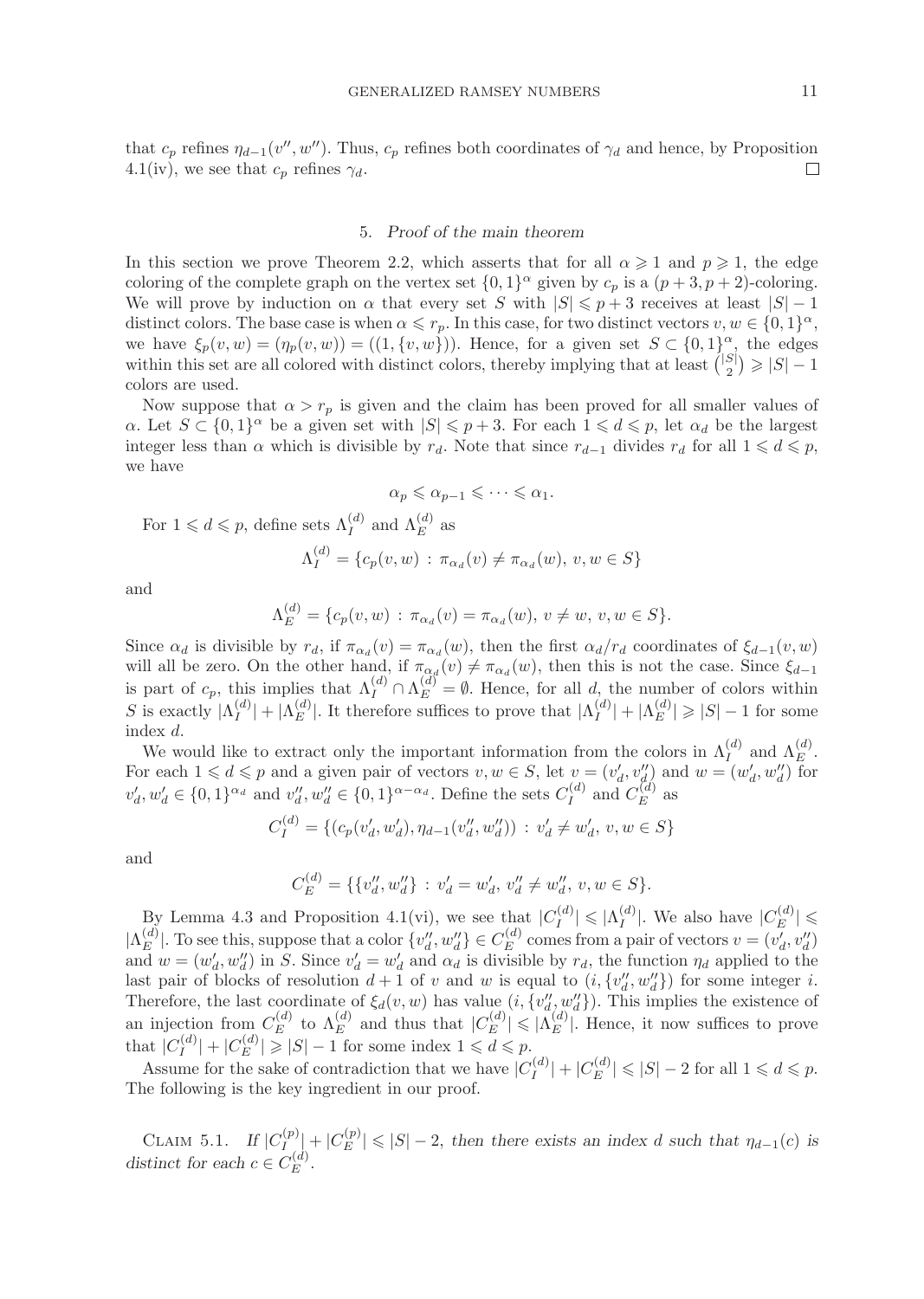that $c_p$ refines $\eta_{d-1}(v'', w'')$. Thus, $c_p$ refines both coordinates of $\gamma_d$ and hence, by Proposition 4.1(iv), we see that $c_p$ refines $\gamma_d$. □

## 5. *Proof of the main theorem*

In this section we prove Theorem 2.2, which asserts that for all $\alpha \geqslant 1$ and $p \geqslant 1$, the edge coloring of the complete graph on the vertex set $\{0,1\}^\alpha$ given by $c_p$ is a $(p+3, p+2)$-coloring. We will prove by induction on $\alpha$ that every set $S$ with $|S| \leqslant p+3$ receives at least $|S|-1$ distinct colors. The base case is when $\alpha \leqslant r_p$. In this case, for two distinct vectors $v, w \in \{0,1\}^\alpha$, we have $\xi_p(v,w) = (\eta_p(v,w)) = ((1, \{v,w\}))$. Hence, for a given set $S \subset \{0,1\}^\alpha$, the edges within this set are all colored with distinct colors, thereby implying that at least $\binom{|S|}{2} \geqslant |S|-1$ colors are used.

Now suppose that $\alpha > r_p$ is given and the claim has been proved for all smaller values of $\alpha$. Let $S \subset \{0,1\}^\alpha$ be a given set with $|S| \leqslant p+3$. For each $1 \leqslant d \leqslant p$, let $\alpha_d$ be the largest integer less than $\alpha$ which is divisible by $r_d$. Note that since $r_{d-1}$ divides $r_d$ for all $1 \leqslant d \leqslant p$, we have

$$\alpha_p \leqslant \alpha_{p-1} \leqslant \cdots \leqslant \alpha_1.$$

For $1 \leqslant d \leqslant p$, define sets $\Lambda_I^{(d)}$ and $\Lambda_E^{(d)}$ as

$$\Lambda_I^{(d)} = \{c_p(v,w) : \pi_{\alpha_d}(v) \neq \pi_{\alpha_d}(w),\ v, w \in S\}$$

and

$$\Lambda_E^{(d)} = \{c_p(v,w) : \pi_{\alpha_d}(v) = \pi_{\alpha_d}(w),\ v \neq w,\ v, w \in S\}.$$

Since $\alpha_d$ is divisible by $r_d$, if $\pi_{\alpha_d}(v) = \pi_{\alpha_d}(w)$, then the first $\alpha_d/r_d$ coordinates of $\xi_{d-1}(v,w)$ will all be zero. On the other hand, if $\pi_{\alpha_d}(v) \neq \pi_{\alpha_d}(w)$, then this is not the case. Since $\xi_{d-1}$ is part of $c_p$, this implies that $\Lambda_I^{(d)} \cap \Lambda_E^{(d)} = \emptyset$. Hence, for all $d$, the number of colors within $S$ is exactly $|\Lambda_I^{(d)}| + |\Lambda_E^{(d)}|$. It therefore suffices to prove that $|\Lambda_I^{(d)}| + |\Lambda_E^{(d)}| \geqslant |S|-1$ for some index $d$.

We would like to extract only the important information from the colors in $\Lambda_I^{(d)}$ and $\Lambda_E^{(d)}$. For each $1 \leqslant d \leqslant p$ and a given pair of vectors $v, w \in S$, let $v = (v_d', v_d'')$ and $w = (w_d', w_d'')$ for $v_d', w_d' \in \{0,1\}^{\alpha_d}$ and $v_d'', w_d'' \in \{0,1\}^{\alpha - \alpha_d}$. Define the sets $C_I^{(d)}$ and $C_E^{(d)}$ as

$$C_I^{(d)} = \{(c_p(v_d', w_d'), \eta_{d-1}(v_d'', w_d'')) : v_d' \neq w_d',\ v, w \in S\}$$

and

$$C_E^{(d)} = \{\{v_d'', w_d''\} : v_d' = w_d',\ v_d'' \neq w_d'',\ v, w \in S\}.$$

By Lemma 4.3 and Proposition 4.1(vi), we see that $|C_I^{(d)}| \leqslant |\Lambda_I^{(d)}|$. We also have $|C_E^{(d)}| \leqslant |\Lambda_E^{(d)}|$. To see this, suppose that a color $\{v_d'', w_d''\} \in C_E^{(d)}$ comes from a pair of vectors $v = (v_d', v_d'')$ and $w = (w_d', w_d'')$ in $S$. Since $v_d' = w_d'$ and $\alpha_d$ is divisible by $r_d$, the function $\eta_d$ applied to the last pair of blocks of resolution $d+1$ of $v$ and $w$ is equal to $(i, \{v_d'', w_d''\})$ for some integer $i$. Therefore, the last coordinate of $\xi_d(v,w)$ has value $(i, \{v_d'', w_d''\})$. This implies the existence of an injection from $C_E^{(d)}$ to $\Lambda_E^{(d)}$ and thus that $|C_E^{(d)}| \leqslant |\Lambda_E^{(d)}|$. Hence, it now suffices to prove that $|C_I^{(d)}| + |C_E^{(d)}| \geqslant |S|-1$ for some index $1 \leqslant d \leqslant p$.

Assume for the sake of contradiction that we have $|C_I^{(d)}| + |C_E^{(d)}| \leqslant |S|-2$ for all $1 \leqslant d \leqslant p$. The following is the key ingredient in our proof.

Claim 5.1. *If $|C_I^{(p)}| + |C_E^{(p)}| \leqslant |S|-2$, then there exists an index $d$ such that $\eta_{d-1}(c)$ is distinct for each $c \in C_E^{(d)}$.*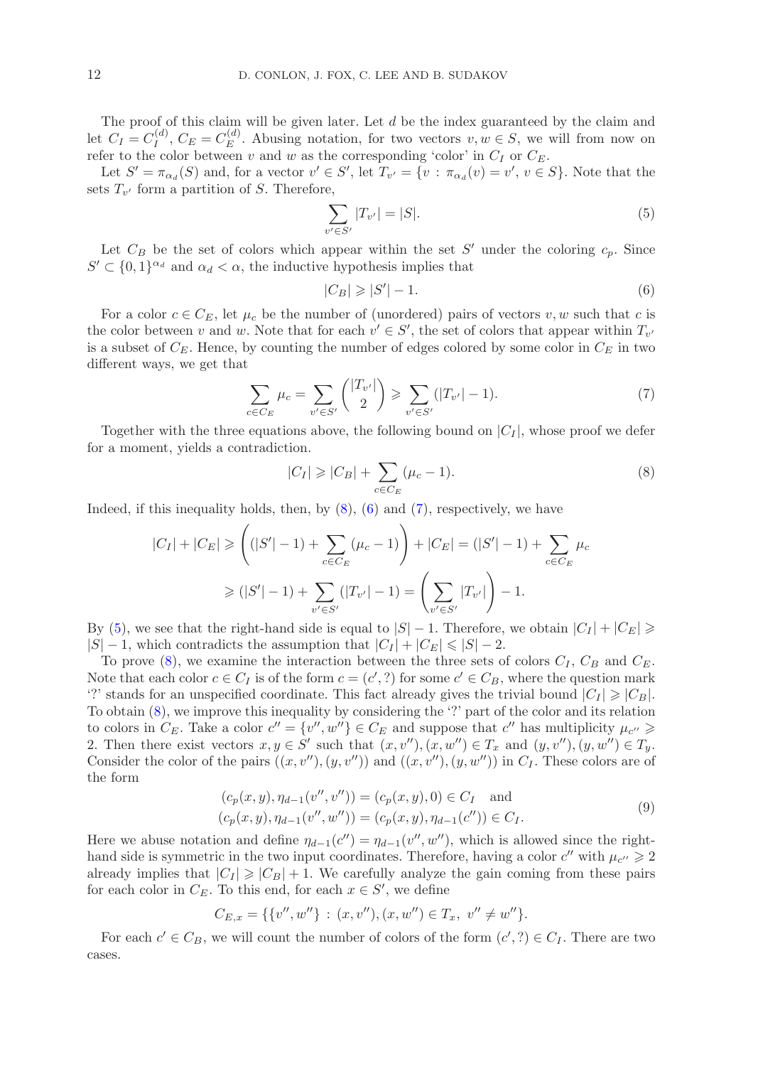The proof of this claim will be given later. Let $d$ be the index guaranteed by the claim and let $C_I = C_I^{(d)}$, $C_E = C_E^{(d)}$. Abusing notation, for two vectors $v, w \in S$, we will from now on refer to the color between $v$ and $w$ as the corresponding 'color' in $C_I$ or $C_E$.

Let $S' = \pi_{\alpha_d}(S)$ and, for a vector $v' \in S'$, let $T_{v'} = \{v : \pi_{\alpha_d}(v) = v', \, v \in S\}$. Note that the sets $T_{v'}$ form a partition of $S$. Therefore,

$$\sum_{v' \in S'} |T_{v'}| = |S|. \tag{5}$$

Let $C_B$ be the set of colors which appear within the set $S'$ under the coloring $c_p$. Since $S' \subset \{0,1\}^{\alpha_d}$ and $\alpha_d < \alpha$, the inductive hypothesis implies that

$$|C_B| \geqslant |S'| - 1. \tag{6}$$

For a color $c \in C_E$, let $\mu_c$ be the number of (unordered) pairs of vectors $v, w$ such that $c$ is the color between $v$ and $w$. Note that for each $v' \in S'$, the set of colors that appear within $T_{v'}$ is a subset of $C_E$. Hence, by counting the number of edges colored by some color in $C_E$ in two different ways, we get that

$$\sum_{c \in C_E} \mu_c = \sum_{v' \in S'} \binom{|T_{v'}|}{2} \geqslant \sum_{v' \in S'} (|T_{v'}| - 1). \tag{7}$$

Together with the three equations above, the following bound on $|C_I|$, whose proof we defer for a moment, yields a contradiction.

$$|C_I| \geqslant |C_B| + \sum_{c \in C_E} (\mu_c - 1). \tag{8}$$

Indeed, if this inequality holds, then, by (8), (6) and (7), respectively, we have

$$\begin{aligned}
|C_I| + |C_E| &\geqslant \left( (|S'| - 1) + \sum_{c \in C_E} (\mu_c - 1) \right) + |C_E| = (|S'| - 1) + \sum_{c \in C_E} \mu_c \\
&\geqslant (|S'| - 1) + \sum_{v' \in S'} (|T_{v'}| - 1) = \left( \sum_{v' \in S'} |T_{v'}| \right) - 1.
\end{aligned}$$

By (5), we see that the right-hand side is equal to $|S| - 1$. Therefore, we obtain $|C_I| + |C_E| \geqslant |S| - 1$, which contradicts the assumption that $|C_I| + |C_E| \leqslant |S| - 2$.

To prove (8), we examine the interaction between the three sets of colors $C_I$, $C_B$ and $C_E$. Note that each color $c \in C_I$ is of the form $c = (c', ?)$ for some $c' \in C_B$, where the question mark '?' stands for an unspecified coordinate. This fact already gives the trivial bound $|C_I| \geqslant |C_B|$. To obtain (8), we improve this inequality by considering the '?' part of the color and its relation to colors in $C_E$. Take a color $c'' = \{v'', w''\} \in C_E$ and suppose that $c''$ has multiplicity $\mu_{c''} \geqslant 2$. Then there exist vectors $x, y \in S'$ such that $(x, v''), (x, w'') \in T_x$ and $(y, v''), (y, w'') \in T_y$. Consider the color of the pairs $((x, v''), (y, v''))$ and $((x, v''), (y, w''))$ in $C_I$. These colors are of the form

$$\begin{aligned}
&(c_p(x,y), \eta_{d-1}(v'', v'')) = (c_p(x,y), 0) \in C_I \quad \text{and} \\
&(c_p(x,y), \eta_{d-1}(v'', w'')) = (c_p(x,y), \eta_{d-1}(c'')) \in C_I.
\end{aligned} \tag{9}$$

Here we abuse notation and define $\eta_{d-1}(c'') = \eta_{d-1}(v'', w'')$, which is allowed since the right-hand side is symmetric in the two input coordinates. Therefore, having a color $c''$ with $\mu_{c''} \geqslant 2$ already implies that $|C_I| \geqslant |C_B| + 1$. We carefully analyze the gain coming from these pairs for each color in $C_E$. To this end, for each $x \in S'$, we define

$$C_{E,x} = \{\{v'', w''\} : (x, v''), (x, w'') \in T_x, \; v'' \neq w''\}.$$

For each $c' \in C_B$, we will count the number of colors of the form $(c', ?) \in C_I$. There are two cases.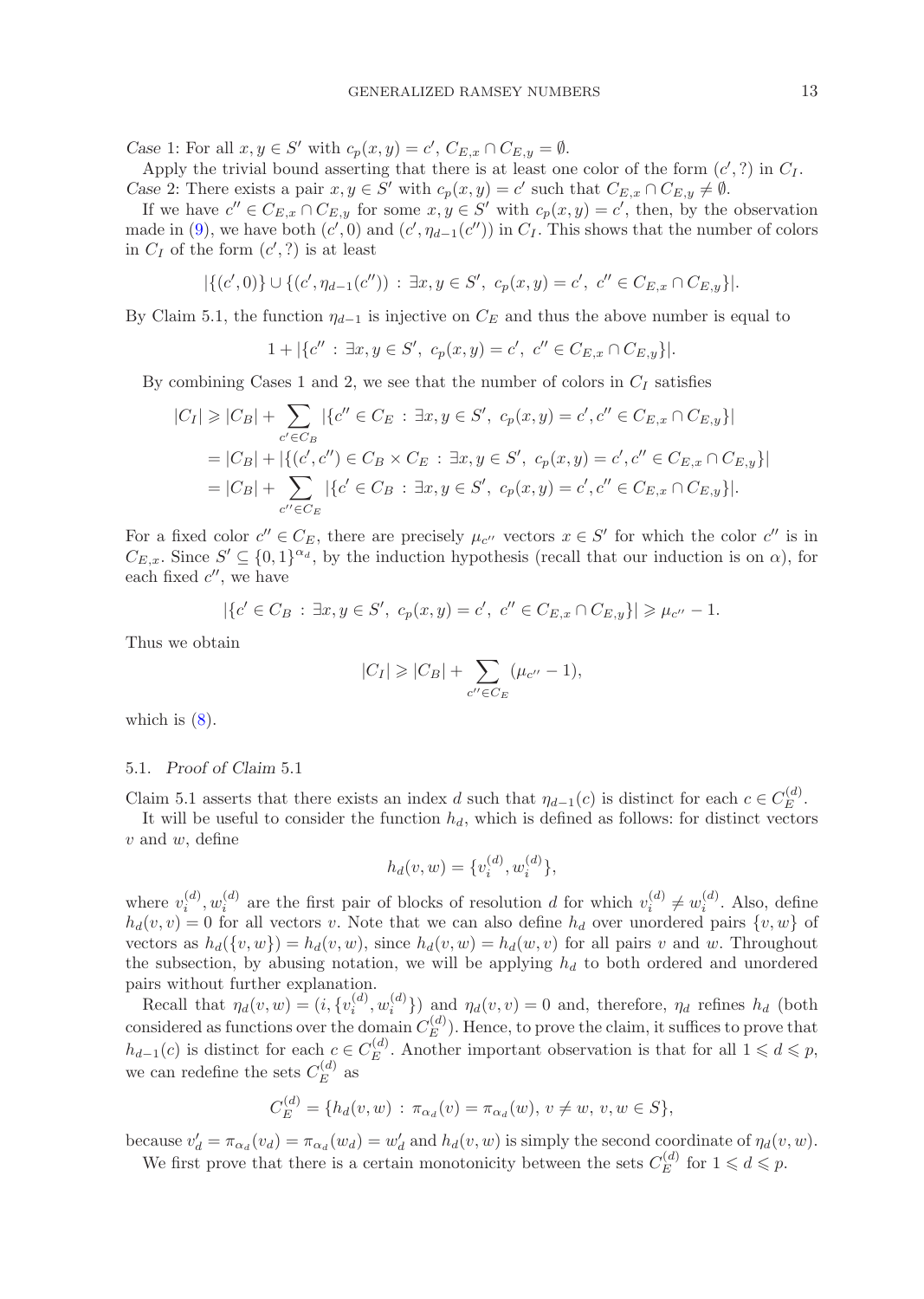*Case* 1: For all $x, y \in S'$ with $c_p(x,y) = c'$, $C_{E,x} \cap C_{E,y} = \emptyset$.

Apply the trivial bound asserting that there is at least one color of the form $(c', ?)$ in $C_I$.

*Case* 2: There exists a pair $x, y \in S'$ with $c_p(x,y) = c'$ such that $C_{E,x} \cap C_{E,y} \neq \emptyset$.

If we have $c'' \in C_{E,x} \cap C_{E,y}$ for some $x, y \in S'$ with $c_p(x,y) = c'$, then, by the observation made in (9), we have both $(c', 0)$ and $(c', \eta_{d-1}(c''))$ in $C_I$. This shows that the number of colors in $C_I$ of the form $(c', ?)$ is at least

$$|\{(c', 0)\} \cup \{(c', \eta_{d-1}(c'')) : \exists x, y \in S',\ c_p(x,y) = c',\ c'' \in C_{E,x} \cap C_{E,y}\}|.$$

By Claim 5.1, the function $\eta_{d-1}$ is injective on $C_E$ and thus the above number is equal to

$$1 + |\{c'' : \exists x, y \in S',\ c_p(x,y) = c',\ c'' \in C_{E,x} \cap C_{E,y}\}|.$$

By combining Cases 1 and 2, we see that the number of colors in $C_I$ satisfies

$$\begin{aligned}
|C_I| &\geqslant |C_B| + \sum_{c' \in C_B} |\{c'' \in C_E : \exists x, y \in S',\ c_p(x,y) = c', c'' \in C_{E,x} \cap C_{E,y}\}| \\
&= |C_B| + |\{(c', c'') \in C_B \times C_E : \exists x, y \in S',\ c_p(x,y) = c', c'' \in C_{E,x} \cap C_{E,y}\}| \\
&= |C_B| + \sum_{c'' \in C_E} |\{c' \in C_B : \exists x, y \in S',\ c_p(x,y) = c', c'' \in C_{E,x} \cap C_{E,y}\}|.
\end{aligned}$$

For a fixed color $c'' \in C_E$, there are precisely $\mu_{c''}$ vectors $x \in S'$ for which the color $c''$ is in $C_{E,x}$. Since $S' \subseteq \{0,1\}^{\alpha_d}$, by the induction hypothesis (recall that our induction is on $\alpha$), for each fixed $c''$, we have

$$|\{c' \in C_B : \exists x, y \in S',\ c_p(x,y) = c',\ c'' \in C_{E,x} \cap C_{E,y}\}| \geqslant \mu_{c''} - 1.$$

Thus we obtain

$$|C_I| \geqslant |C_B| + \sum_{c'' \in C_E} (\mu_{c''} - 1),$$

which is (8).

### 5.1. *Proof of Claim* 5.1

Claim 5.1 asserts that there exists an index $d$ such that $\eta_{d-1}(c)$ is distinct for each $c \in C_E^{(d)}$.

It will be useful to consider the function $h_d$, which is defined as follows: for distinct vectors $v$ and $w$, define

$$h_d(v, w) = \{v_i^{(d)}, w_i^{(d)}\},$$

where $v_i^{(d)}, w_i^{(d)}$ are the first pair of blocks of resolution $d$ for which $v_i^{(d)} \neq w_i^{(d)}$. Also, define $h_d(v, v) = 0$ for all vectors $v$. Note that we can also define $h_d$ over unordered pairs $\{v, w\}$ of vectors as $h_d(\{v, w\}) = h_d(v, w)$, since $h_d(v, w) = h_d(w, v)$ for all pairs $v$ and $w$. Throughout the subsection, by abusing notation, we will be applying $h_d$ to both ordered and unordered pairs without further explanation.

Recall that $\eta_d(v, w) = (i, \{v_i^{(d)}, w_i^{(d)}\})$ and $\eta_d(v, v) = 0$ and, therefore, $\eta_d$ refines $h_d$ (both considered as functions over the domain $C_E^{(d)}$). Hence, to prove the claim, it suffices to prove that $h_{d-1}(c)$ is distinct for each $c \in C_E^{(d)}$. Another important observation is that for all $1 \leqslant d \leqslant p$, we can redefine the sets $C_E^{(d)}$ as

$$C_E^{(d)} = \{h_d(v, w) : \pi_{\alpha_d}(v) = \pi_{\alpha_d}(w),\ v \neq w,\ v, w \in S\},$$

because $v'_d = \pi_{\alpha_d}(v_d) = \pi_{\alpha_d}(w_d) = w'_d$ and $h_d(v, w)$ is simply the second coordinate of $\eta_d(v, w)$.

We first prove that there is a certain monotonicity between the sets $C_E^{(d)}$ for $1 \leqslant d \leqslant p$.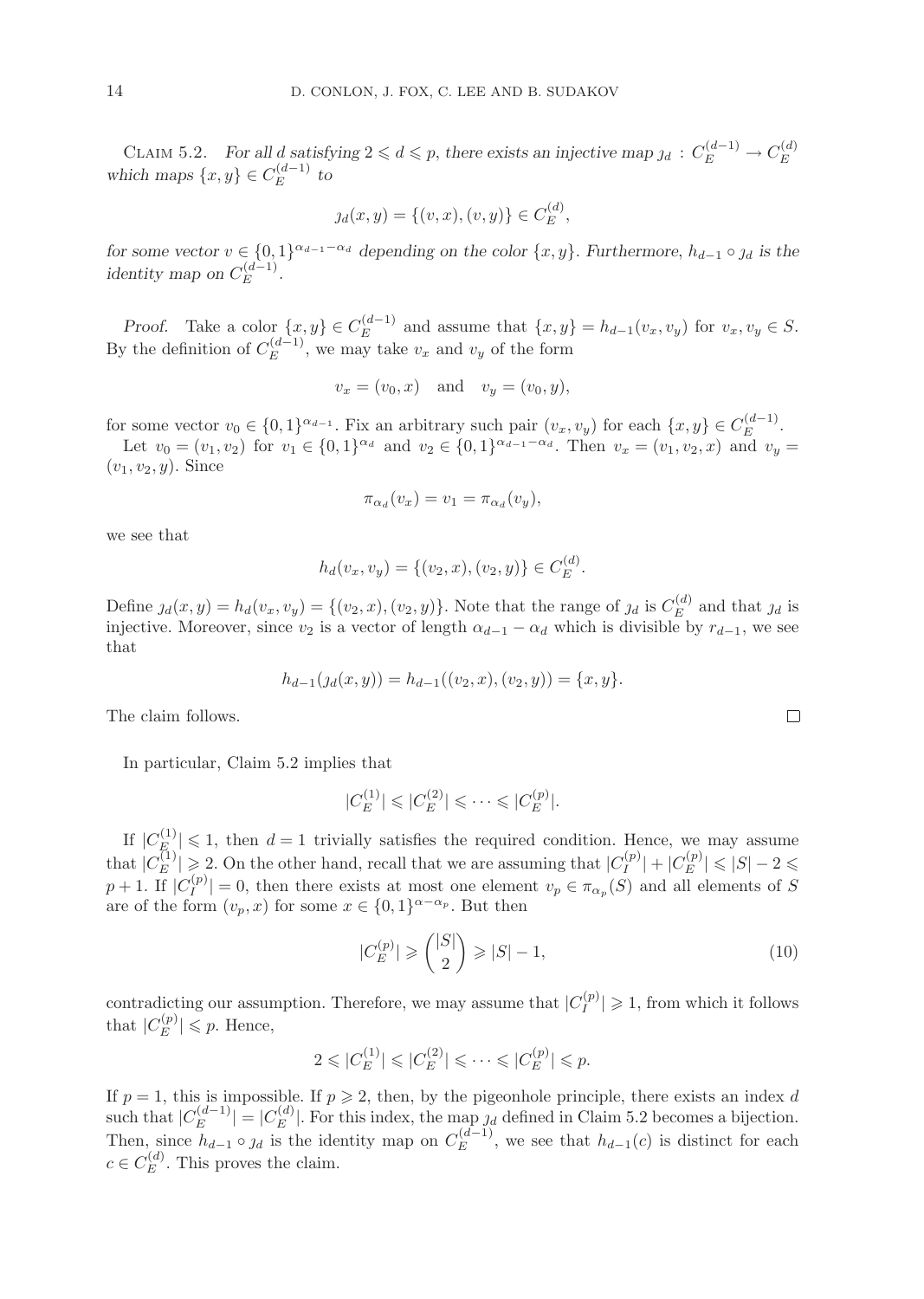Claim 5.2. *For all $d$ satisfying $2 \leqslant d \leqslant p$, there exists an injective map $\jmath_d : C_E^{(d-1)} \to C_E^{(d)}$ which maps $\{x, y\} \in C_E^{(d-1)}$ to*

$$\jmath_d(x, y) = \{(v, x), (v, y)\} \in C_E^{(d)},$$

*for some vector $v \in \{0,1\}^{\alpha_{d-1} - \alpha_d}$ depending on the color $\{x, y\}$. Furthermore, $h_{d-1} \circ \jmath_d$ is the identity map on $C_E^{(d-1)}$.*

*Proof.* Take a color $\{x, y\} \in C_E^{(d-1)}$ and assume that $\{x, y\} = h_{d-1}(v_x, v_y)$ for $v_x, v_y \in S$. By the definition of $C_E^{(d-1)}$, we may take $v_x$ and $v_y$ of the form

$$v_x = (v_0, x) \quad \text{and} \quad v_y = (v_0, y),$$

for some vector $v_0 \in \{0,1\}^{\alpha_{d-1}}$. Fix an arbitrary such pair $(v_x, v_y)$ for each $\{x, y\} \in C_E^{(d-1)}$.

Let $v_0 = (v_1, v_2)$ for $v_1 \in \{0,1\}^{\alpha_d}$ and $v_2 \in \{0,1\}^{\alpha_{d-1} - \alpha_d}$. Then $v_x = (v_1, v_2, x)$ and $v_y = (v_1, v_2, y)$. Since

$$\pi_{\alpha_d}(v_x) = v_1 = \pi_{\alpha_d}(v_y),$$

we see that

$$h_d(v_x, v_y) = \{(v_2, x), (v_2, y)\} \in C_E^{(d)}.$$

Define $\jmath_d(x, y) = h_d(v_x, v_y) = \{(v_2, x), (v_2, y)\}$. Note that the range of $\jmath_d$ is $C_E^{(d)}$ and that $\jmath_d$ is injective. Moreover, since $v_2$ is a vector of length $\alpha_{d-1} - \alpha_d$ which is divisible by $r_{d-1}$, we see that

$$h_{d-1}(\jmath_d(x, y)) = h_{d-1}((v_2, x), (v_2, y)) = \{x, y\}.$$

The claim follows. $\square$

In particular, Claim 5.2 implies that

$$|C_E^{(1)}| \leqslant |C_E^{(2)}| \leqslant \cdots \leqslant |C_E^{(p)}|.$$

If $|C_E^{(1)}| \leqslant 1$, then $d = 1$ trivially satisfies the required condition. Hence, we may assume that $|C_E^{(1)}| \geqslant 2$. On the other hand, recall that we are assuming that $|C_I^{(p)}| + |C_E^{(p)}| \leqslant |S| - 2 \leqslant p + 1$. If $|C_I^{(p)}| = 0$, then there exists at most one element $v_p \in \pi_{\alpha_p}(S)$ and all elements of $S$ are of the form $(v_p, x)$ for some $x \in \{0,1\}^{\alpha - \alpha_p}$. But then

$$|C_E^{(p)}| \geqslant \binom{|S|}{2} \geqslant |S| - 1, \tag{10}$$

contradicting our assumption. Therefore, we may assume that $|C_I^{(p)}| \geqslant 1$, from which it follows that $|C_E^{(p)}| \leqslant p$. Hence,

$$2 \leqslant |C_E^{(1)}| \leqslant |C_E^{(2)}| \leqslant \cdots \leqslant |C_E^{(p)}| \leqslant p.$$

If $p = 1$, this is impossible. If $p \geqslant 2$, then, by the pigeonhole principle, there exists an index $d$ such that $|C_E^{(d-1)}| = |C_E^{(d)}|$. For this index, the map $\jmath_d$ defined in Claim 5.2 becomes a bijection. Then, since $h_{d-1} \circ \jmath_d$ is the identity map on $C_E^{(d-1)}$, we see that $h_{d-1}(c)$ is distinct for each $c \in C_E^{(d)}$. This proves the claim.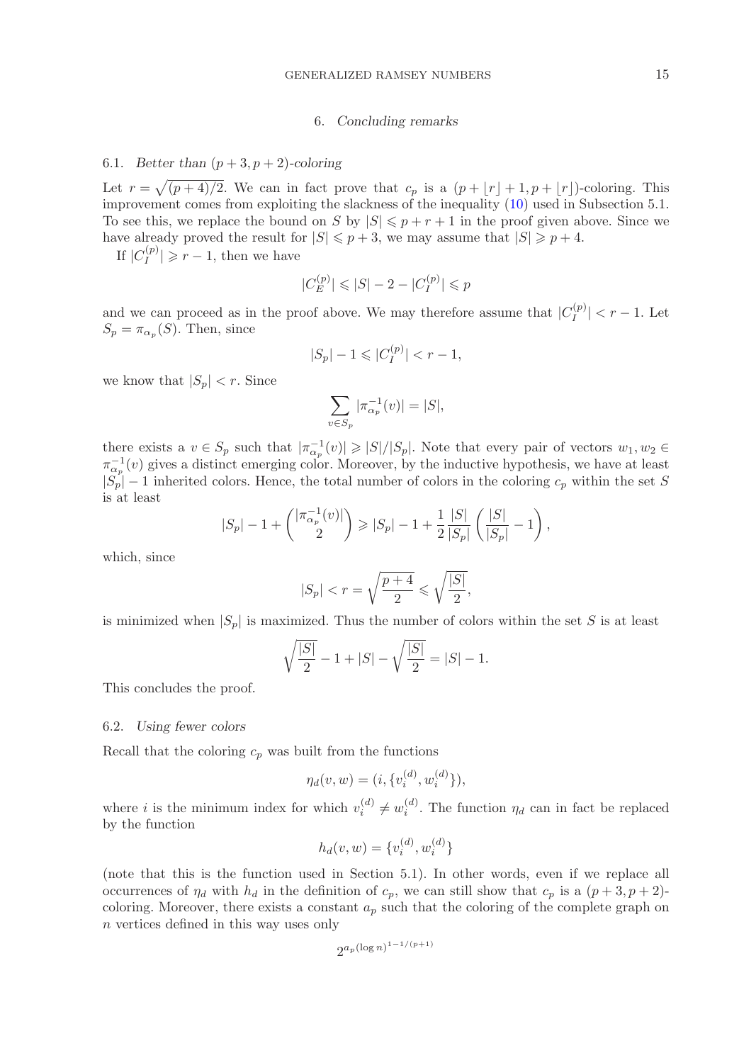## 6. *Concluding remarks*

### 6.1. *Better than $(p+3, p+2)$-coloring*

Let $r = \sqrt{(p+4)/2}$. We can in fact prove that $c_p$ is a $(p + \lfloor r \rfloor + 1, p + \lfloor r \rfloor)$-coloring. This improvement comes from exploiting the slackness of the inequality (10) used in Subsection 5.1. To see this, we replace the bound on $S$ by $|S| \leqslant p + r + 1$ in the proof given above. Since we have already proved the result for $|S| \leqslant p+3$, we may assume that $|S| \geqslant p+4$.

If $|C_I^{(p)}| \geqslant r - 1$, then we have

$$|C_E^{(p)}| \leqslant |S| - 2 - |C_I^{(p)}| \leqslant p$$

and we can proceed as in the proof above. We may therefore assume that $|C_I^{(p)}| < r - 1$. Let $S_p = \pi_{\alpha_p}(S)$. Then, since

$$|S_p| - 1 \leqslant |C_I^{(p)}| < r - 1,$$

we know that $|S_p| < r$. Since

$$\sum_{v \in S_p} |\pi_{\alpha_p}^{-1}(v)| = |S|,$$

there exists a $v \in S_p$ such that $|\pi_{\alpha_p}^{-1}(v)| \geqslant |S|/|S_p|$. Note that every pair of vectors $w_1, w_2 \in \pi_{\alpha_p}^{-1}(v)$ gives a distinct emerging color. Moreover, by the inductive hypothesis, we have at least $|S_p| - 1$ inherited colors. Hence, the total number of colors in the coloring $c_p$ within the set $S$ is at least

$$|S_p| - 1 + \binom{|\pi_{\alpha_p}^{-1}(v)|}{2} \geqslant |S_p| - 1 + \frac{1}{2}\frac{|S|}{|S_p|}\left(\frac{|S|}{|S_p|} - 1\right),$$

which, since

$$|S_p| < r = \sqrt{\frac{p+4}{2}} \leqslant \sqrt{\frac{|S|}{2}},$$

is minimized when $|S_p|$ is maximized. Thus the number of colors within the set $S$ is at least

$$\sqrt{\frac{|S|}{2}} - 1 + |S| - \sqrt{\frac{|S|}{2}} = |S| - 1.$$

This concludes the proof.

### 6.2. *Using fewer colors*

Recall that the coloring $c_p$ was built from the functions

$$\eta_d(v, w) = (i, \{v_i^{(d)}, w_i^{(d)}\}),$$

where $i$ is the minimum index for which $v_i^{(d)} \neq w_i^{(d)}$. The function $\eta_d$ can in fact be replaced by the function

$$h_d(v, w) = \{v_i^{(d)}, w_i^{(d)}\}$$

(note that this is the function used in Section 5.1). In other words, even if we replace all occurrences of $\eta_d$ with $h_d$ in the definition of $c_p$, we can still show that $c_p$ is a $(p+3, p+2)$-coloring. Moreover, there exists a constant $a_p$ such that the coloring of the complete graph on $n$ vertices defined in this way uses only

$$2^{a_p (\log n)^{1 - 1/(p+1)}}$$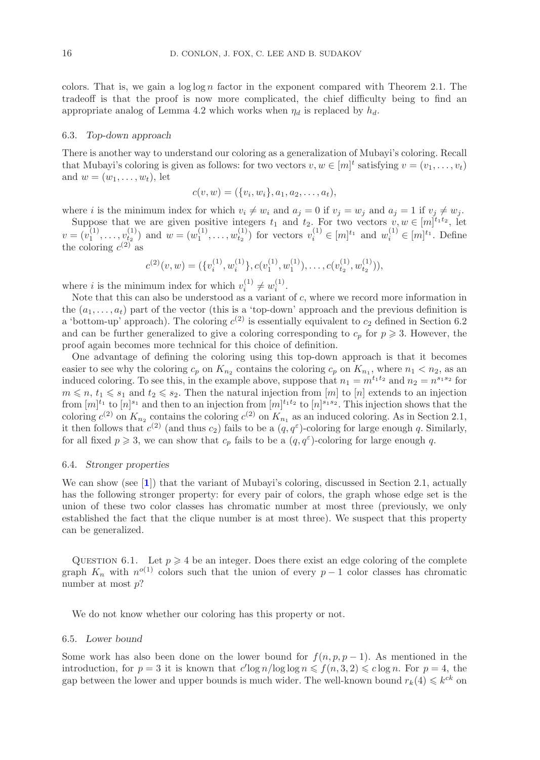colors. That is, we gain a $\log \log n$ factor in the exponent compared with Theorem 2.1. The tradeoff is that the proof is now more complicated, the chief difficulty being to find an appropriate analog of Lemma 4.2 which works when $\eta_d$ is replaced by $h_d$.

### 6.3. *Top-down approach*

There is another way to understand our coloring as a generalization of Mubayi's coloring. Recall that Mubayi's coloring is given as follows: for two vectors $v, w \in [m]^t$ satisfying $v = (v_1, \ldots, v_t)$ and $w = (w_1, \ldots, w_t)$, let

$$c(v, w) = (\{v_i, w_i\}, a_1, a_2, \ldots, a_t),$$

where $i$ is the minimum index for which $v_i \neq w_i$ and $a_j = 0$ if $v_j = w_j$ and $a_j = 1$ if $v_j \neq w_j$.

Suppose that we are given positive integers $t_1$ and $t_2$. For two vectors $v, w \in [m]^{t_1 t_2}$, let $v = (v_1^{(1)}, \ldots, v_{t_2}^{(1)})$ and $w = (w_1^{(1)}, \ldots, w_{t_2}^{(1)})$ for vectors $v_i^{(1)} \in [m]^{t_1}$ and $w_i^{(1)} \in [m]^{t_1}$. Define the coloring $c^{(2)}$ as

$$c^{(2)}(v, w) = (\{v_i^{(1)}, w_i^{(1)}\}, c(v_1^{(1)}, w_1^{(1)}), \ldots, c(v_{t_2}^{(1)}, w_{t_2}^{(1)})),$$

where $i$ is the minimum index for which $v_i^{(1)} \neq w_i^{(1)}$.

Note that this can also be understood as a variant of $c$, where we record more information in the $(a_1, \ldots, a_t)$ part of the vector (this is a 'top-down' approach and the previous definition is a 'bottom-up' approach). The coloring $c^{(2)}$ is essentially equivalent to $c_2$ defined in Section 6.2 and can be further generalized to give a coloring corresponding to $c_p$ for $p \geqslant 3$. However, the proof again becomes more technical for this choice of definition.

One advantage of defining the coloring using this top-down approach is that it becomes easier to see why the coloring $c_p$ on $K_{n_2}$ contains the coloring $c_p$ on $K_{n_1}$, where $n_1 < n_2$, as an induced coloring. To see this, in the example above, suppose that $n_1 = m^{t_1 t_2}$ and $n_2 = n^{s_1 s_2}$ for $m \leqslant n$, $t_1 \leqslant s_1$ and $t_2 \leqslant s_2$. Then the natural injection from $[m]$ to $[n]$ extends to an injection from $[m]^{t_1}$ to $[n]^{s_1}$ and then to an injection from $[m]^{t_1 t_2}$ to $[n]^{s_1 s_2}$. This injection shows that the coloring $c^{(2)}$ on $K_{n_2}$ contains the coloring $c^{(2)}$ on $K_{n_1}$ as an induced coloring. As in Section 2.1, it then follows that $c^{(2)}$ (and thus $c_2$) fails to be a $(q, q^{\varepsilon})$-coloring for large enough $q$. Similarly, for all fixed $p \geqslant 3$, we can show that $c_p$ fails to be a $(q, q^{\varepsilon})$-coloring for large enough $q$.

### 6.4. *Stronger properties*

We can show (see [1]) that the variant of Mubayi's coloring, discussed in Section 2.1, actually has the following stronger property: for every pair of colors, the graph whose edge set is the union of these two color classes has chromatic number at most three (previously, we only established the fact that the clique number is at most three). We suspect that this property can be generalized.

QUESTION 6.1. Let $p \geqslant 4$ be an integer. Does there exist an edge coloring of the complete graph $K_n$ with $n^{o(1)}$ colors such that the union of every $p-1$ color classes has chromatic number at most $p$?

We do not know whether our coloring has this property or not.

### 6.5. *Lower bound*

Some work has also been done on the lower bound for $f(n, p, p-1)$. As mentioned in the introduction, for $p = 3$ it is known that $c' \log n / \log \log n \leqslant f(n, 3, 2) \leqslant c \log n$. For $p = 4$, the gap between the lower and upper bounds is much wider. The well-known bound $r_k(4) \leqslant k^{ck}$ on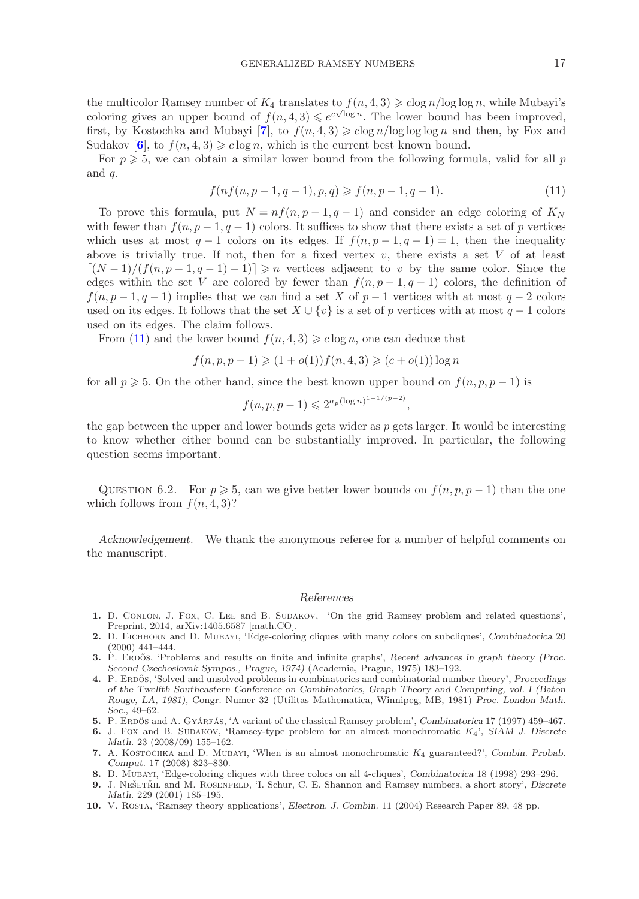the multicolor Ramsey number of $K_4$ translates to $f(n,4,3) \geqslant c \log n/\log\log n$, while Mubayi's coloring gives an upper bound of $f(n,4,3) \leqslant e^{c\sqrt{\log n}}$. The lower bound has been improved, first, by Kostochka and Mubayi [7], to $f(n,4,3) \geqslant c \log n/\log\log\log n$ and then, by Fox and Sudakov [6], to $f(n,4,3) \geqslant c \log n$, which is the current best known bound.

For $p \geqslant 5$, we can obtain a similar lower bound from the following formula, valid for all $p$ and $q$.

$$f(nf(n,p-1,q-1),p,q) \geqslant f(n,p-1,q-1). \tag{11}$$

To prove this formula, put $N = nf(n,p-1,q-1)$ and consider an edge coloring of $K_N$ with fewer than $f(n,p-1,q-1)$ colors. It suffices to show that there exists a set of $p$ vertices which uses at most $q-1$ colors on its edges. If $f(n,p-1,q-1) = 1$, then the inequality above is trivially true. If not, then for a fixed vertex $v$, there exists a set $V$ of at least $\lceil (N-1)/(f(n,p-1,q-1)-1)\rceil \geqslant n$ vertices adjacent to $v$ by the same color. Since the edges within the set $V$ are colored by fewer than $f(n,p-1,q-1)$ colors, the definition of $f(n,p-1,q-1)$ implies that we can find a set $X$ of $p-1$ vertices with at most $q-2$ colors used on its edges. It follows that the set $X \cup \{v\}$ is a set of $p$ vertices with at most $q-1$ colors used on its edges. The claim follows.

From (11) and the lower bound $f(n,4,3) \geqslant c \log n$, one can deduce that

$$f(n,p,p-1) \geqslant (1+o(1))f(n,4,3) \geqslant (c+o(1))\log n$$

for all $p \geqslant 5$. On the other hand, since the best known upper bound on $f(n,p,p-1)$ is

$$f(n,p,p-1) \leqslant 2^{a_p(\log n)^{1-1/(p-2)}},$$

the gap between the upper and lower bounds gets wider as $p$ gets larger. It would be interesting to know whether either bound can be substantially improved. In particular, the following question seems important.

Question 6.2. For $p \geqslant 5$, can we give better lower bounds on $f(n,p,p-1)$ than the one which follows from $f(n,4,3)$?

*Acknowledgement.* We thank the anonymous referee for a number of helpful comments on the manuscript.

## References

1. D. Conlon, J. Fox, C. Lee and B. Sudakov, 'On the grid Ramsey problem and related questions', Preprint, 2014, arXiv:1405.6587 [math.CO].
2. D. Eichhorn and D. Mubayi, 'Edge-coloring cliques with many colors on subcliques', *Combinatorica* 20 (2000) 441–444.
3. P. Erdős, 'Problems and results on finite and infinite graphs', *Recent advances in graph theory (Proc. Second Czechoslovak Sympos., Prague, 1974)* (Academia, Prague, 1975) 183–192.
4. P. Erdős, 'Solved and unsolved problems in combinatorics and combinatorial number theory', *Proceedings of the Twelfth Southeastern Conference on Combinatorics, Graph Theory and Computing, vol. I (Baton Rouge, LA, 1981)*, Congr. Numer 32 (Utilitas Mathematica, Winnipeg, MB, 1981) *Proc. London Math. Soc.*, 49–62.
5. P. Erdős and A. Gyárfás, 'A variant of the classical Ramsey problem', *Combinatorica* 17 (1997) 459–467.
6. J. Fox and B. Sudakov, 'Ramsey-type problem for an almost monochromatic $K_4$', *SIAM J. Discrete Math.* 23 (2008/09) 155–162.
7. A. Kostochka and D. Mubayi, 'When is an almost monochromatic $K_4$ guaranteed?', *Combin. Probab. Comput.* 17 (2008) 823–830.
8. D. Mubayi, 'Edge-coloring cliques with three colors on all 4-cliques', *Combinatorica* 18 (1998) 293–296.
9. J. Nešetřil and M. Rosenfeld, 'I. Schur, C. E. Shannon and Ramsey numbers, a short story', *Discrete Math.* 229 (2001) 185–195.
10. V. Rosta, 'Ramsey theory applications', *Electron. J. Combin.* 11 (2004) Research Paper 89, 48 pp.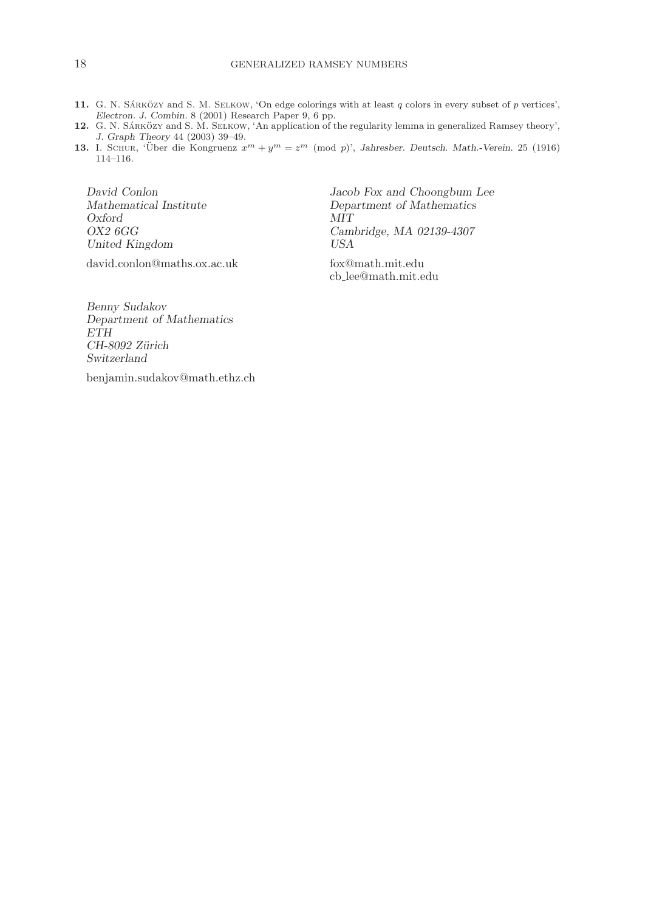11. G. N. Sárközy and S. M. Selkow, 'On edge colorings with at least $q$ colors in every subset of $p$ vertices', *Electron. J. Combin.* 8 (2001) Research Paper 9, 6 pp.
12. G. N. Sárközy and S. M. Selkow, 'An application of the regularity lemma in generalized Ramsey theory', *J. Graph Theory* 44 (2003) 39–49.
13. I. Schur, 'Über die Kongruenz $x^m + y^m = z^m \pmod{p}$', *Jahresber. Deutsch. Math.-Verein.* 25 (1916) 114–116.

*David Conlon*
*Mathematical Institute*
*Oxford*
*OX2 6GG*
*United Kingdom*

david.conlon@maths.ox.ac.uk

*Jacob Fox and Choongbum Lee*
*Department of Mathematics*
*MIT*
*Cambridge, MA 02139-4307*
*USA*

fox@math.mit.edu
cb_lee@math.mit.edu

*Benny Sudakov*
*Department of Mathematics*
*ETH*
*CH-8092 Zürich*
*Switzerland*

benjamin.sudakov@math.ethz.ch